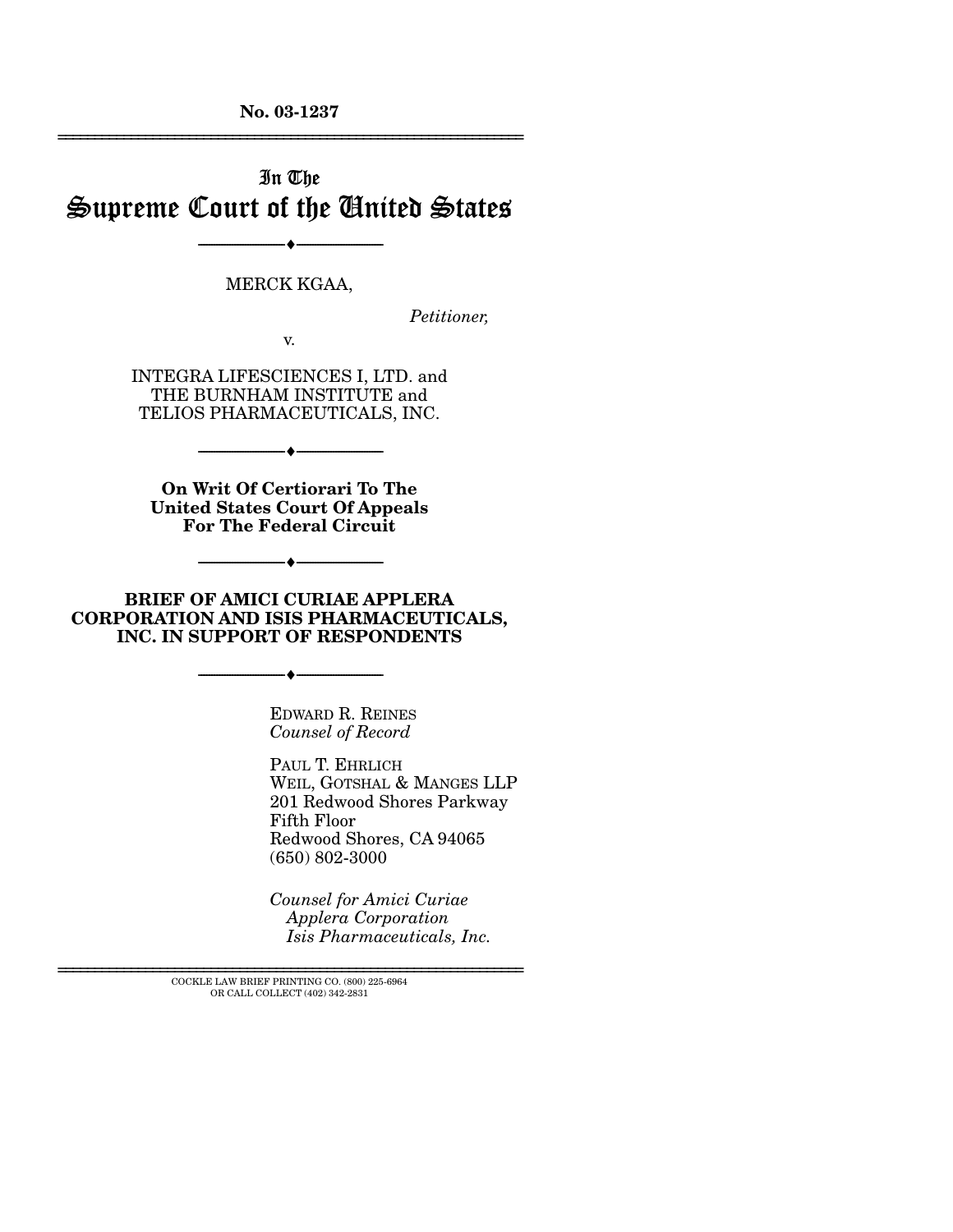No. 03-1237

---

# In The Supreme Court of the United States

---

MERCK KGAA,

*Petitioner,*

v.

INTEGRA LIFESCIENCES I, LTD. and THE BURNHAM INSTITUTE and TELIOS PHARMACEUTICALS, INC.

---

**On Writ Of Certiorari To The United States Court Of Appeals For The Federal Circuit**

---

**BRIEF OF AMICI CURIAE APPLERA CORPORATION AND ISIS PHARMACEUTICALS, INC. IN SUPPORT OF RESPONDENTS**

---

EDWARD R. REINES
*Counsel of Record*

PAUL T. EHRLICH
WEIL, GOTSHAL & MANGES LLP
201 Redwood Shores Parkway
Fifth Floor
Redwood Shores, CA 94065
(650) 802-3000

*Counsel for Amici Curiae*
*Applera Corporation*
*Isis Pharmaceuticals, Inc.*

---

COCKLE LAW BRIEF PRINTING CO. (800) 225-6964
OR CALL COLLECT (402) 342-2831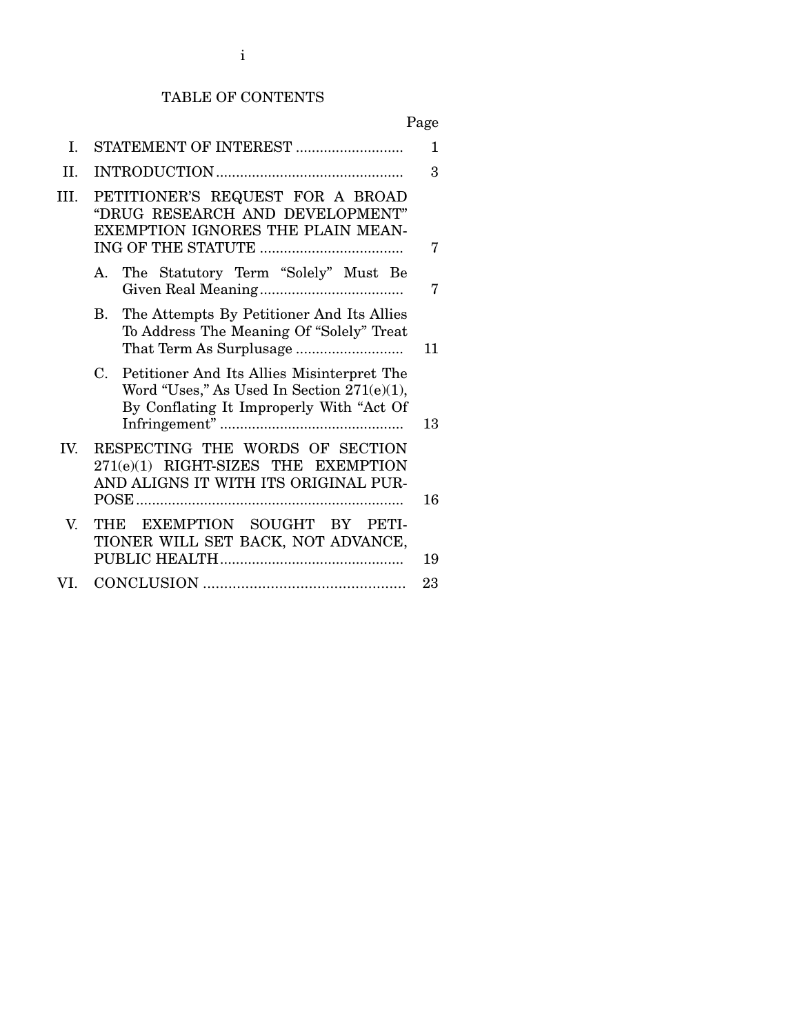# TABLE OF CONTENTS

| | | Page |
|---|---|---|
| I. | STATEMENT OF INTEREST | 1 |
| II. | INTRODUCTION | 3 |
| III. | PETITIONER'S REQUEST FOR A BROAD "DRUG RESEARCH AND DEVELOPMENT" EXEMPTION IGNORES THE PLAIN MEANING OF THE STATUTE | 7 |
| | A. The Statutory Term "Solely" Must Be Given Real Meaning | 7 |
| | B. The Attempts By Petitioner And Its Allies To Address The Meaning Of "Solely" Treat That Term As Surplusage | 11 |
| | C. Petitioner And Its Allies Misinterpret The Word "Uses," As Used In Section 271(e)(1), By Conflating It Improperly With "Act Of Infringement" | 13 |
| IV. | RESPECTING THE WORDS OF SECTION 271(e)(1) RIGHT-SIZES THE EXEMPTION AND ALIGNS IT WITH ITS ORIGINAL PURPOSE | 16 |
| V. | THE EXEMPTION SOUGHT BY PETITIONER WILL SET BACK, NOT ADVANCE, PUBLIC HEALTH | 19 |
| VI. | CONCLUSION | 23 |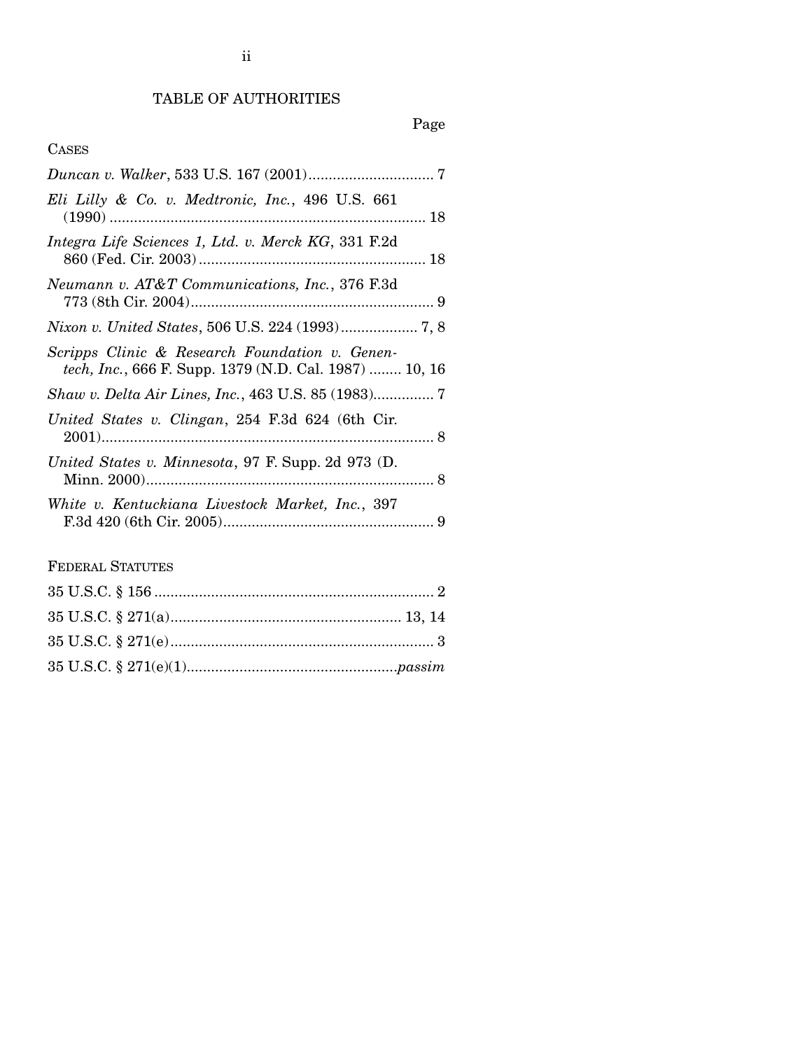# TABLE OF AUTHORITIES

Page

## CASES

*Duncan v. Walker*, 533 U.S. 167 (2001) .............................. 7

*Eli Lilly & Co. v. Medtronic, Inc.*, 496 U.S. 661 (1990) .............................................................................. 18

*Integra Life Sciences 1, Ltd. v. Merck KG*, 331 F.2d 860 (Fed. Cir. 2003) ........................................................ 18

*Neumann v. AT&T Communications, Inc.*, 376 F.3d 773 (8th Cir. 2004) ............................................................ 9

*Nixon v. United States*, 506 U.S. 224 (1993) .................. 7, 8

*Scripps Clinic & Research Foundation v. Genentech, Inc.*, 666 F. Supp. 1379 (N.D. Cal. 1987) ........ 10, 16

*Shaw v. Delta Air Lines, Inc.*, 463 U.S. 85 (1983) ............... 7

*United States v. Clingan*, 254 F.3d 624 (6th Cir. 2001) ................................................................................... 8

*United States v. Minnesota*, 97 F. Supp. 2d 973 (D. Minn. 2000) ....................................................................... 8

*White v. Kentuckiana Livestock Market, Inc.*, 397 F.3d 420 (6th Cir. 2005) .................................................... 9

## FEDERAL STATUTES

35 U.S.C. § 156 ..................................................................... 2

35 U.S.C. § 271(a) ......................................................... 13, 14

35 U.S.C. § 271(e) ................................................................. 3

35 U.S.C. § 271(e)(1) .................................................. *passim*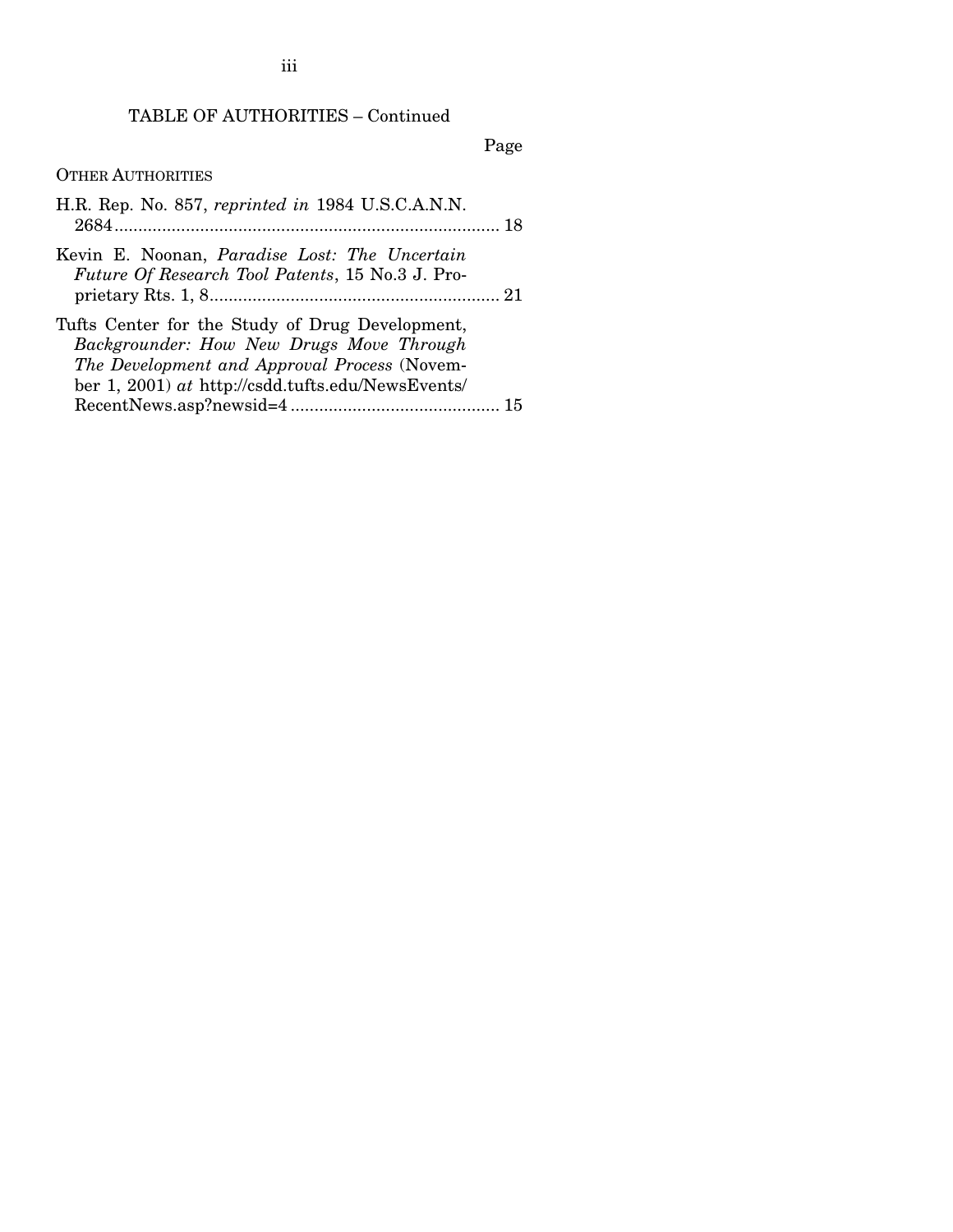TABLE OF AUTHORITIES – Continued

Page

OTHER AUTHORITIES

H.R. Rep. No. 857, *reprinted in* 1984 U.S.C.A.N.N. 2684 ........................................................................ 18

Kevin E. Noonan, *Paradise Lost: The Uncertain Future Of Research Tool Patents*, 15 No.3 J. Proprietary Rts. 1, 8 ................................................................ 21

Tufts Center for the Study of Drug Development, *Backgrounder: How New Drugs Move Through The Development and Approval Process* (November 1, 2001) *at* http://csdd.tufts.edu/NewsEvents/RecentNews.asp?newsid=4 ............................................ 15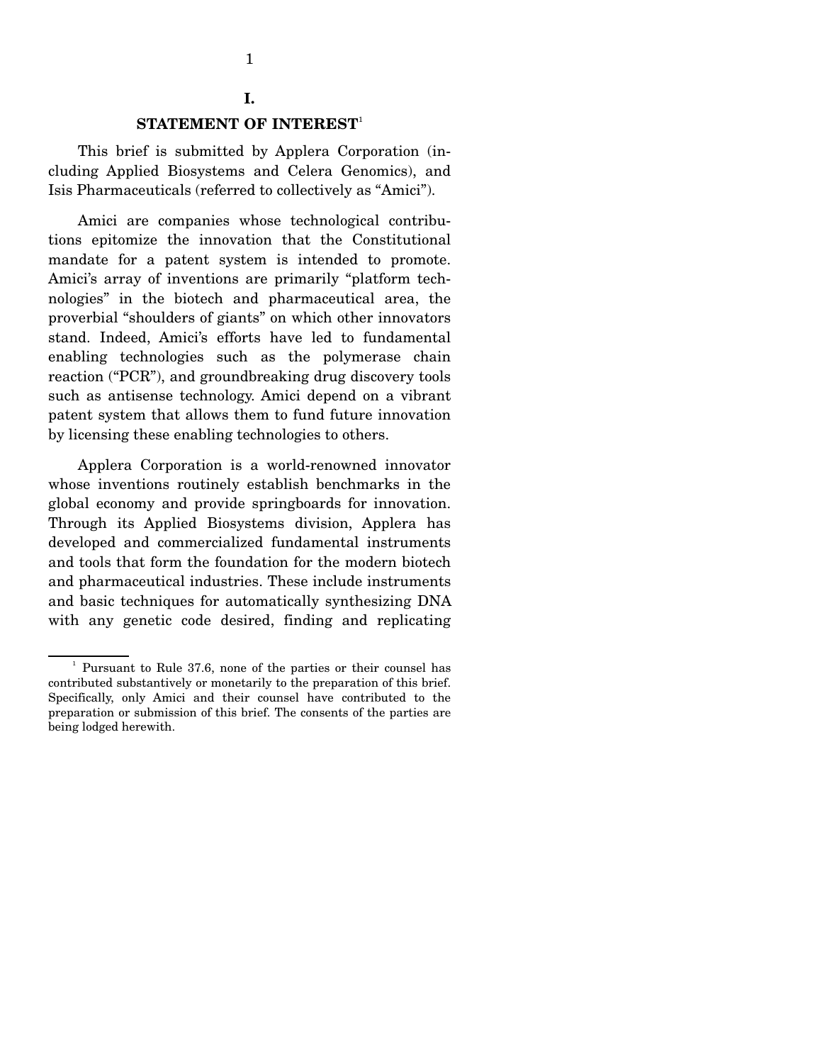# I.

## STATEMENT OF INTEREST[1]

This brief is submitted by Applera Corporation (including Applied Biosystems and Celera Genomics), and Isis Pharmaceuticals (referred to collectively as "Amici").

Amici are companies whose technological contributions epitomize the innovation that the Constitutional mandate for a patent system is intended to promote. Amici's array of inventions are primarily "platform technologies" in the biotech and pharmaceutical area, the proverbial "shoulders of giants" on which other innovators stand. Indeed, Amici's efforts have led to fundamental enabling technologies such as the polymerase chain reaction ("PCR"), and groundbreaking drug discovery tools such as antisense technology. Amici depend on a vibrant patent system that allows them to fund future innovation by licensing these enabling technologies to others.

Applera Corporation is a world-renowned innovator whose inventions routinely establish benchmarks in the global economy and provide springboards for innovation. Through its Applied Biosystems division, Applera has developed and commercialized fundamental instruments and tools that form the foundation for the modern biotech and pharmaceutical industries. These include instruments and basic techniques for automatically synthesizing DNA with any genetic code desired, finding and replicating

---

[1] Pursuant to Rule 37.6, none of the parties or their counsel has contributed substantively or monetarily to the preparation of this brief. Specifically, only Amici and their counsel have contributed to the preparation or submission of this brief. The consents of the parties are being lodged herewith.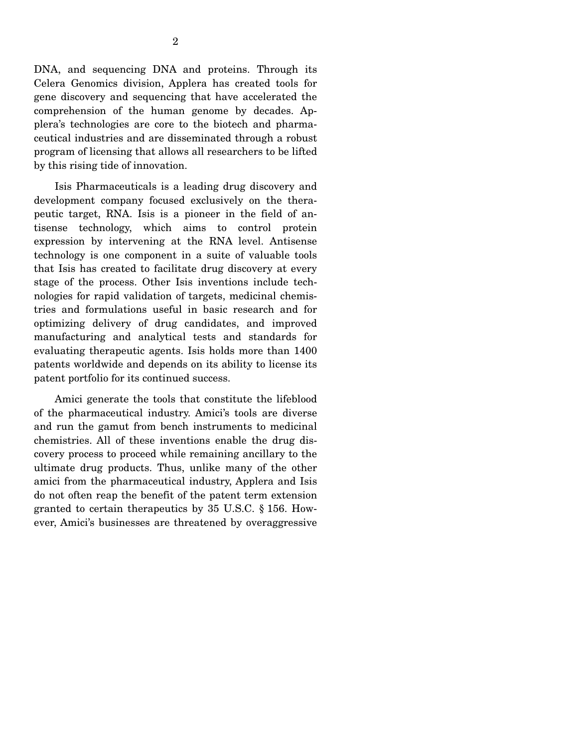DNA, and sequencing DNA and proteins. Through its Celera Genomics division, Applera has created tools for gene discovery and sequencing that have accelerated the comprehension of the human genome by decades. Applera's technologies are core to the biotech and pharmaceutical industries and are disseminated through a robust program of licensing that allows all researchers to be lifted by this rising tide of innovation.

Isis Pharmaceuticals is a leading drug discovery and development company focused exclusively on the therapeutic target, RNA. Isis is a pioneer in the field of antisense technology, which aims to control protein expression by intervening at the RNA level. Antisense technology is one component in a suite of valuable tools that Isis has created to facilitate drug discovery at every stage of the process. Other Isis inventions include technologies for rapid validation of targets, medicinal chemistries and formulations useful in basic research and for optimizing delivery of drug candidates, and improved manufacturing and analytical tests and standards for evaluating therapeutic agents. Isis holds more than 1400 patents worldwide and depends on its ability to license its patent portfolio for its continued success.

Amici generate the tools that constitute the lifeblood of the pharmaceutical industry. Amici's tools are diverse and run the gamut from bench instruments to medicinal chemistries. All of these inventions enable the drug discovery process to proceed while remaining ancillary to the ultimate drug products. Thus, unlike many of the other amici from the pharmaceutical industry, Applera and Isis do not often reap the benefit of the patent term extension granted to certain therapeutics by 35 U.S.C. § 156. However, Amici's businesses are threatened by overaggressive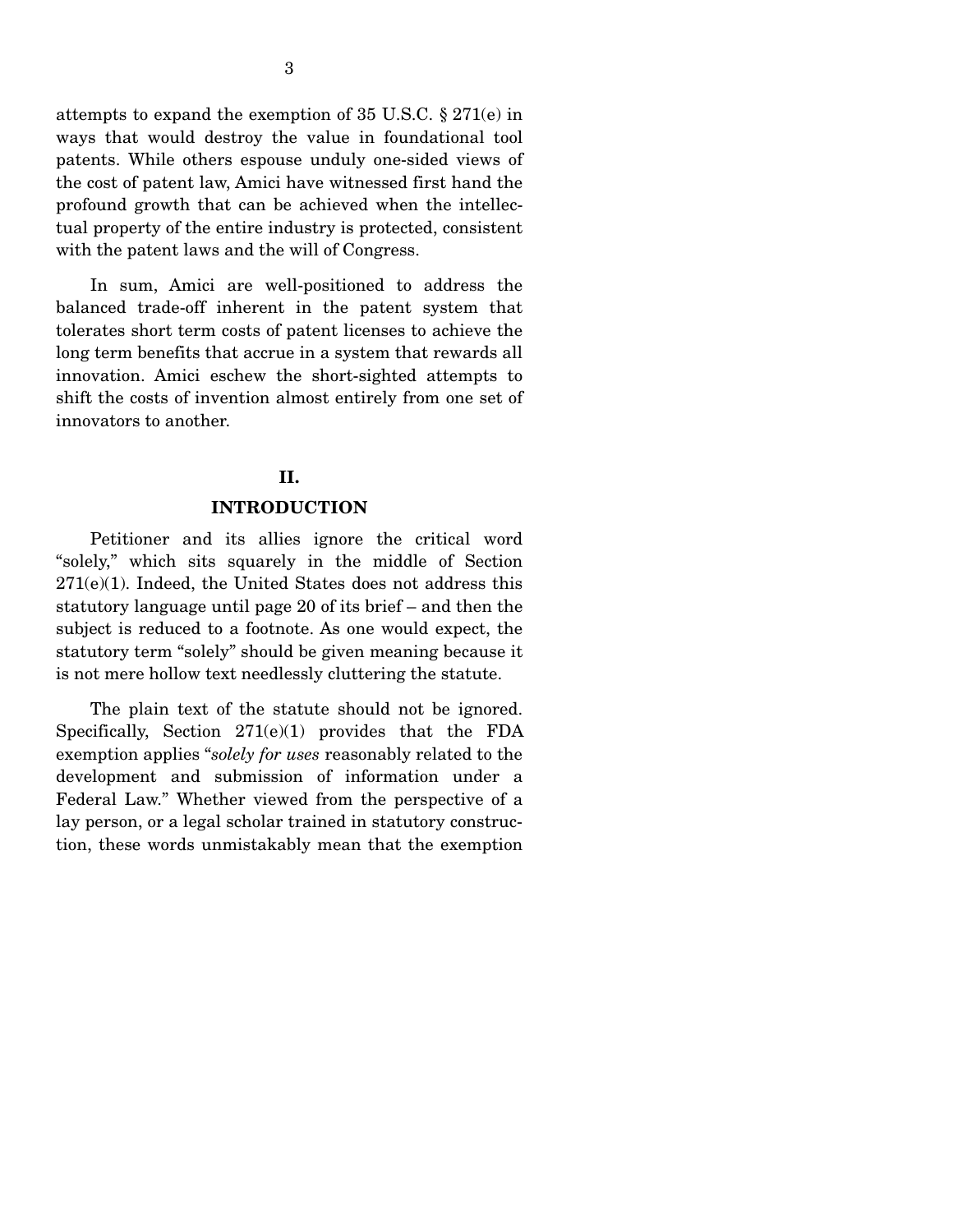attempts to expand the exemption of 35 U.S.C. § 271(e) in ways that would destroy the value in foundational tool patents. While others espouse unduly one-sided views of the cost of patent law, Amici have witnessed first hand the profound growth that can be achieved when the intellectual property of the entire industry is protected, consistent with the patent laws and the will of Congress.

In sum, Amici are well-positioned to address the balanced trade-off inherent in the patent system that tolerates short term costs of patent licenses to achieve the long term benefits that accrue in a system that rewards all innovation. Amici eschew the short-sighted attempts to shift the costs of invention almost entirely from one set of innovators to another.

## II.

## INTRODUCTION

Petitioner and its allies ignore the critical word "solely," which sits squarely in the middle of Section 271(e)(1). Indeed, the United States does not address this statutory language until page 20 of its brief – and then the subject is reduced to a footnote. As one would expect, the statutory term "solely" should be given meaning because it is not mere hollow text needlessly cluttering the statute.

The plain text of the statute should not be ignored. Specifically, Section 271(e)(1) provides that the FDA exemption applies "*solely for uses* reasonably related to the development and submission of information under a Federal Law." Whether viewed from the perspective of a lay person, or a legal scholar trained in statutory construction, these words unmistakably mean that the exemption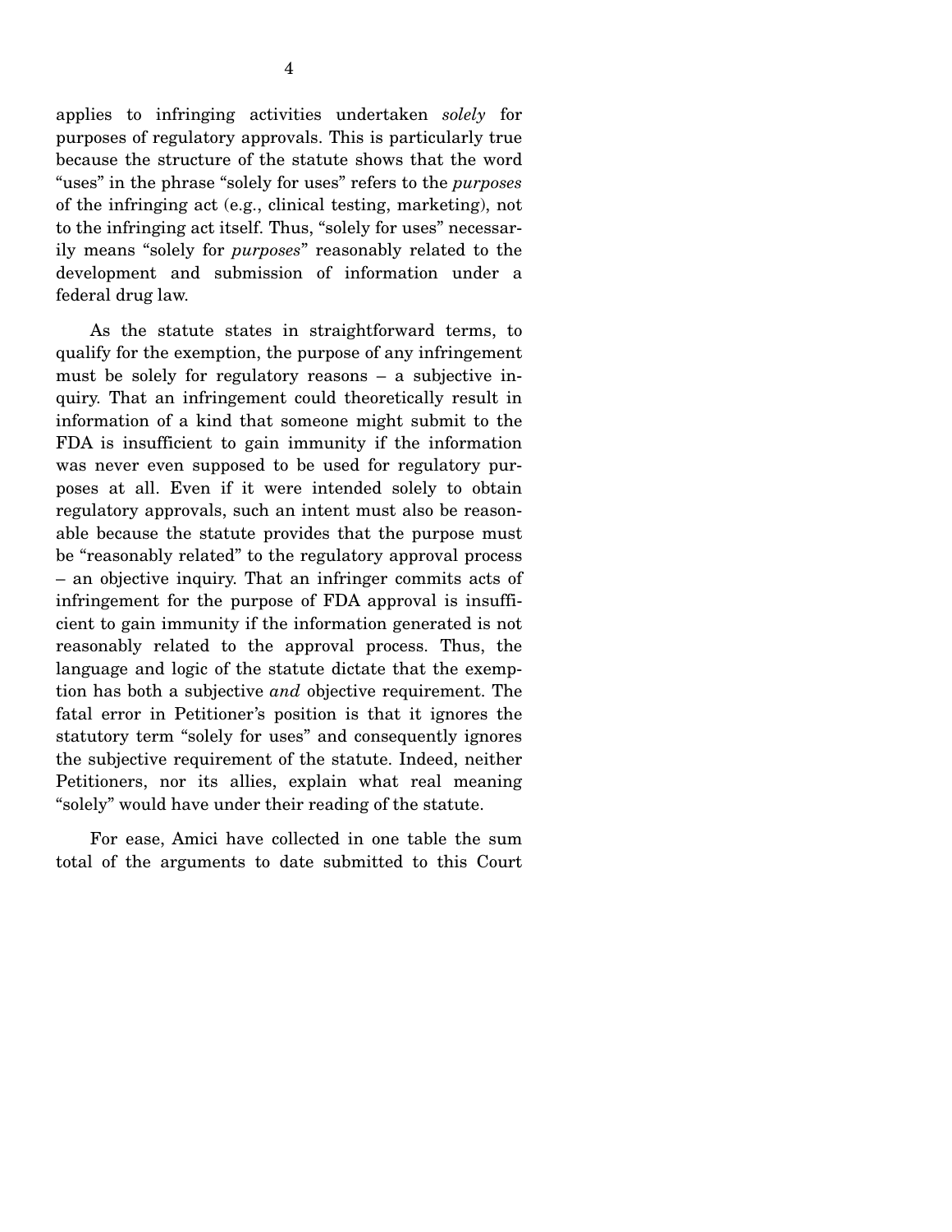applies to infringing activities undertaken *solely* for purposes of regulatory approvals. This is particularly true because the structure of the statute shows that the word "uses" in the phrase "solely for uses" refers to the *purposes* of the infringing act (e.g., clinical testing, marketing), not to the infringing act itself. Thus, "solely for uses" necessarily means "solely for *purposes*" reasonably related to the development and submission of information under a federal drug law.

As the statute states in straightforward terms, to qualify for the exemption, the purpose of any infringement must be solely for regulatory reasons – a subjective inquiry. That an infringement could theoretically result in information of a kind that someone might submit to the FDA is insufficient to gain immunity if the information was never even supposed to be used for regulatory purposes at all. Even if it were intended solely to obtain regulatory approvals, such an intent must also be reasonable because the statute provides that the purpose must be "reasonably related" to the regulatory approval process – an objective inquiry. That an infringer commits acts of infringement for the purpose of FDA approval is insufficient to gain immunity if the information generated is not reasonably related to the approval process. Thus, the language and logic of the statute dictate that the exemption has both a subjective *and* objective requirement. The fatal error in Petitioner's position is that it ignores the statutory term "solely for uses" and consequently ignores the subjective requirement of the statute. Indeed, neither Petitioners, nor its allies, explain what real meaning "solely" would have under their reading of the statute.

For ease, Amici have collected in one table the sum total of the arguments to date submitted to this Court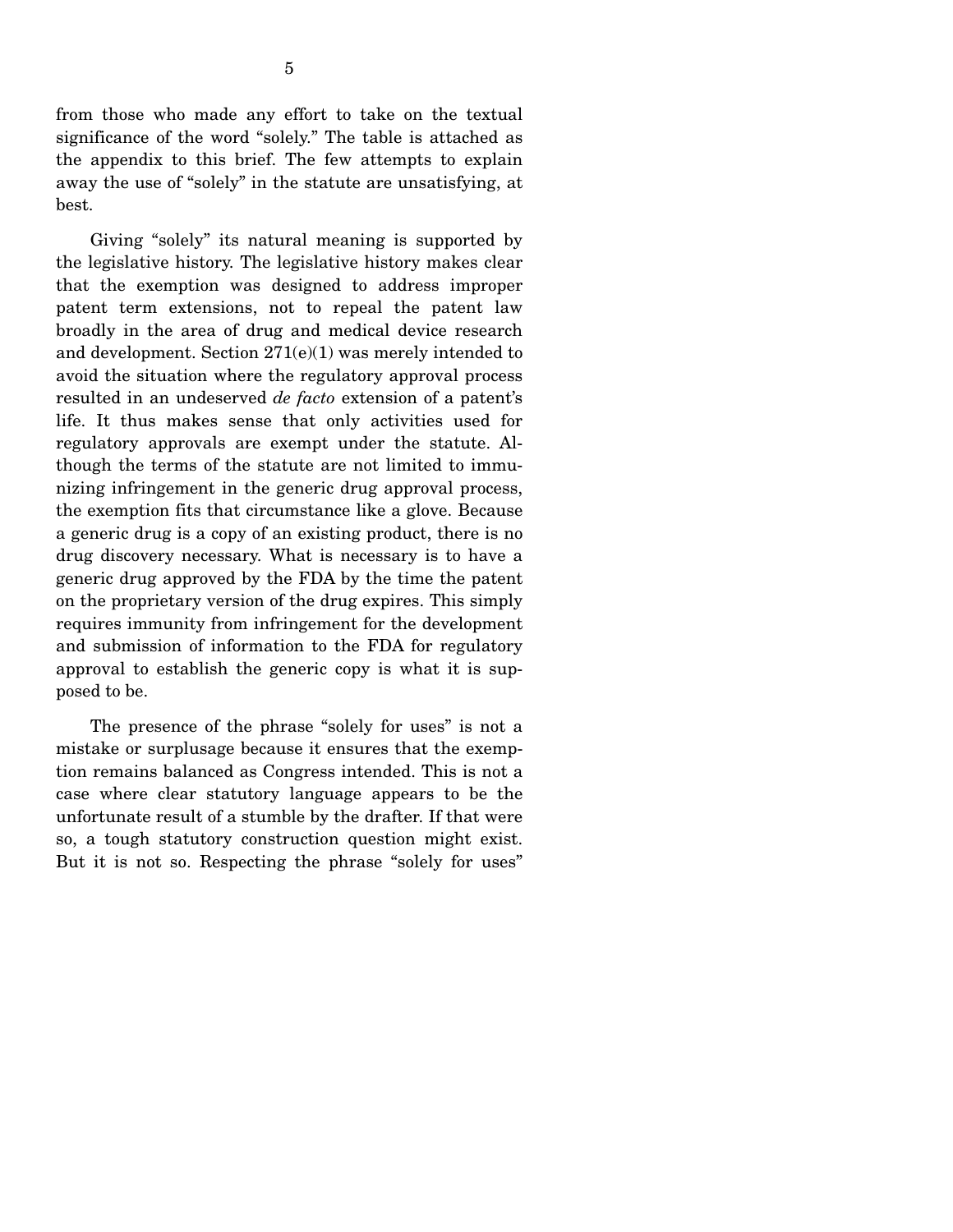from those who made any effort to take on the textual significance of the word "solely." The table is attached as the appendix to this brief. The few attempts to explain away the use of "solely" in the statute are unsatisfying, at best.

Giving "solely" its natural meaning is supported by the legislative history. The legislative history makes clear that the exemption was designed to address improper patent term extensions, not to repeal the patent law broadly in the area of drug and medical device research and development. Section 271(e)(1) was merely intended to avoid the situation where the regulatory approval process resulted in an undeserved *de facto* extension of a patent's life. It thus makes sense that only activities used for regulatory approvals are exempt under the statute. Although the terms of the statute are not limited to immunizing infringement in the generic drug approval process, the exemption fits that circumstance like a glove. Because a generic drug is a copy of an existing product, there is no drug discovery necessary. What is necessary is to have a generic drug approved by the FDA by the time the patent on the proprietary version of the drug expires. This simply requires immunity from infringement for the development and submission of information to the FDA for regulatory approval to establish the generic copy is what it is supposed to be.

The presence of the phrase "solely for uses" is not a mistake or surplusage because it ensures that the exemption remains balanced as Congress intended. This is not a case where clear statutory language appears to be the unfortunate result of a stumble by the drafter. If that were so, a tough statutory construction question might exist. But it is not so. Respecting the phrase "solely for uses"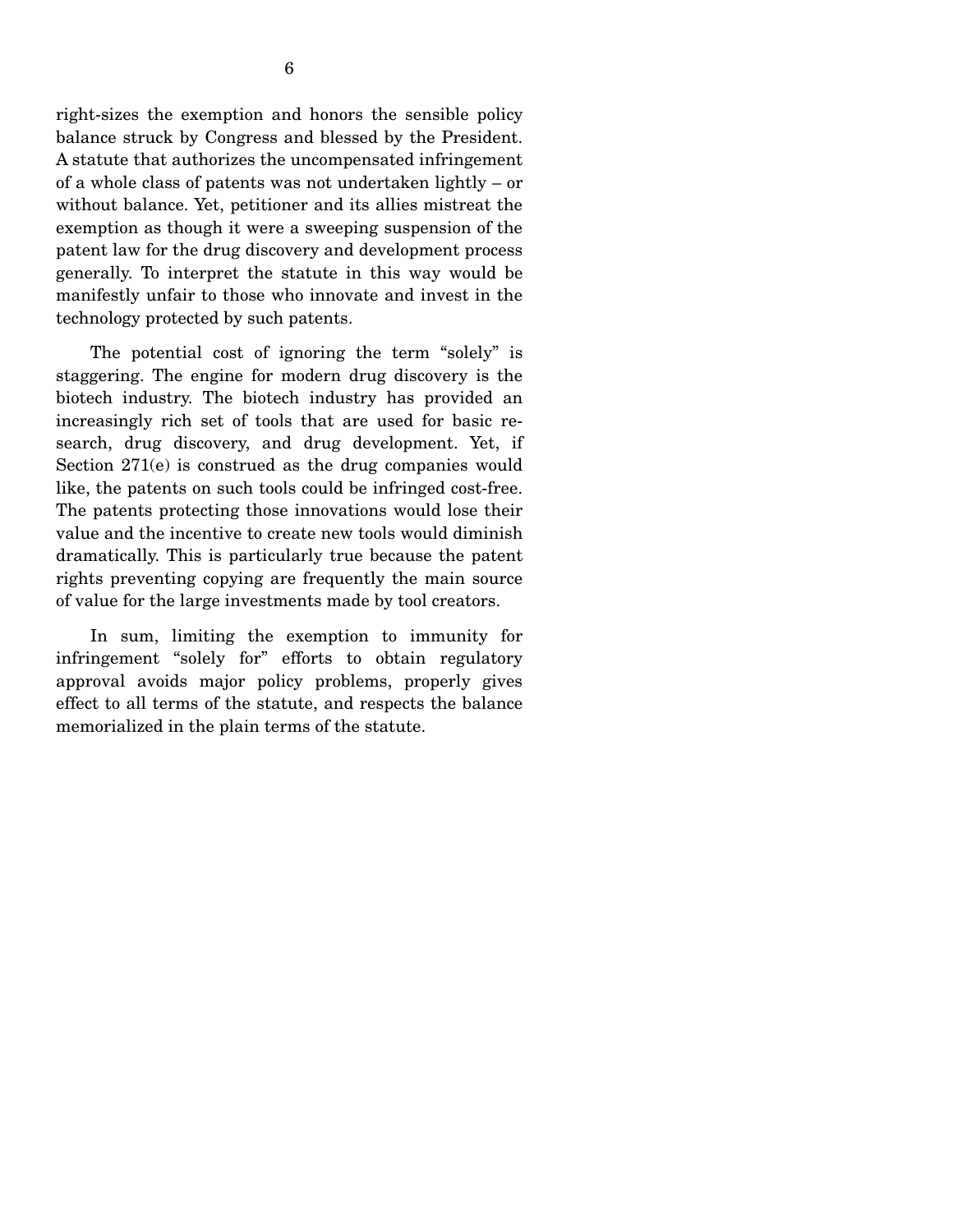right-sizes the exemption and honors the sensible policy balance struck by Congress and blessed by the President. A statute that authorizes the uncompensated infringement of a whole class of patents was not undertaken lightly – or without balance. Yet, petitioner and its allies mistreat the exemption as though it were a sweeping suspension of the patent law for the drug discovery and development process generally. To interpret the statute in this way would be manifestly unfair to those who innovate and invest in the technology protected by such patents.

The potential cost of ignoring the term "solely" is staggering. The engine for modern drug discovery is the biotech industry. The biotech industry has provided an increasingly rich set of tools that are used for basic research, drug discovery, and drug development. Yet, if Section 271(e) is construed as the drug companies would like, the patents on such tools could be infringed cost-free. The patents protecting those innovations would lose their value and the incentive to create new tools would diminish dramatically. This is particularly true because the patent rights preventing copying are frequently the main source of value for the large investments made by tool creators.

In sum, limiting the exemption to immunity for infringement "solely for" efforts to obtain regulatory approval avoids major policy problems, properly gives effect to all terms of the statute, and respects the balance memorialized in the plain terms of the statute.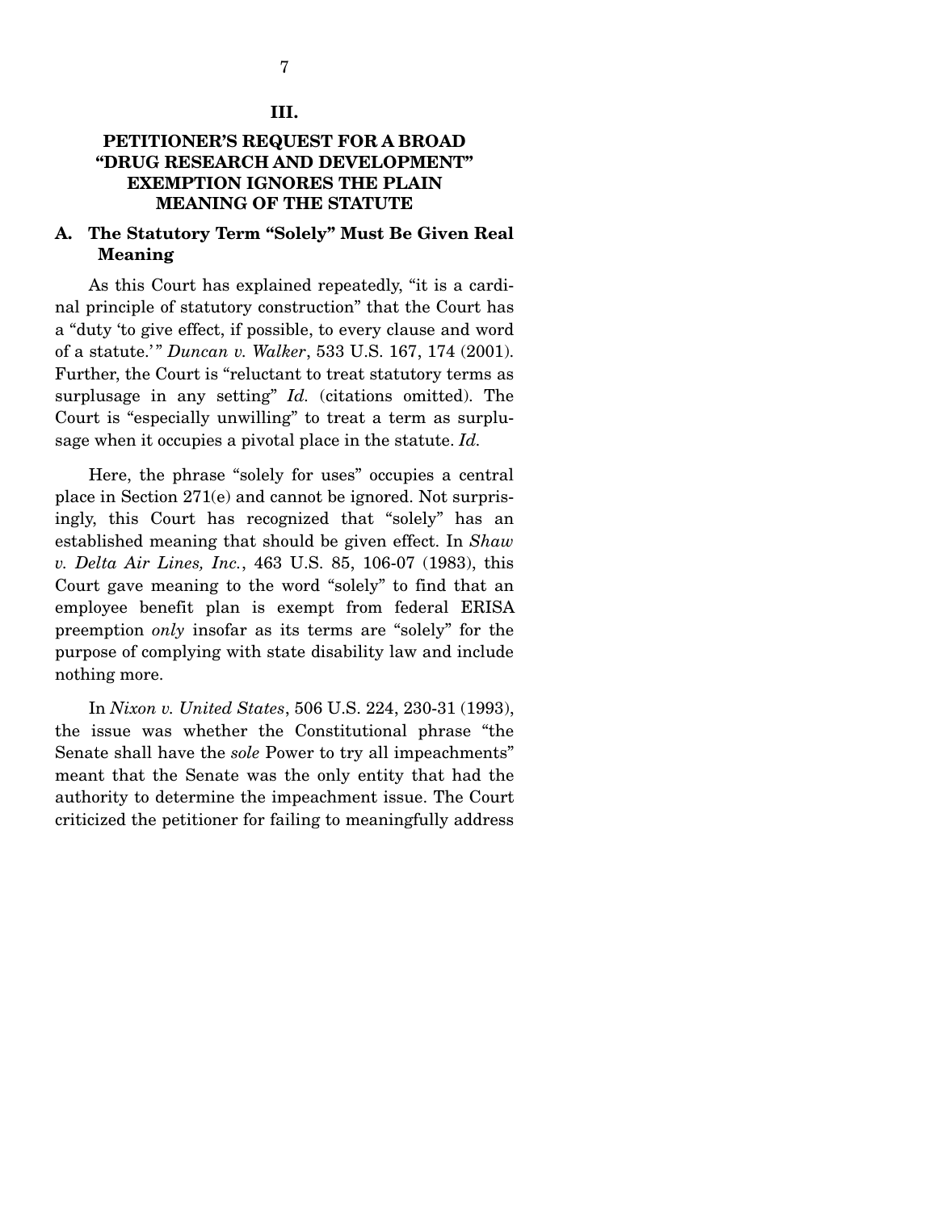## III.

## PETITIONER'S REQUEST FOR A BROAD "DRUG RESEARCH AND DEVELOPMENT" EXEMPTION IGNORES THE PLAIN MEANING OF THE STATUTE

### A. The Statutory Term "Solely" Must Be Given Real Meaning

As this Court has explained repeatedly, "it is a cardinal principle of statutory construction" that the Court has a "duty 'to give effect, if possible, to every clause and word of a statute.'" *Duncan v. Walker*, 533 U.S. 167, 174 (2001). Further, the Court is "reluctant to treat statutory terms as surplusage in any setting" *Id.* (citations omitted). The Court is "especially unwilling" to treat a term as surplusage when it occupies a pivotal place in the statute. *Id.*

Here, the phrase "solely for uses" occupies a central place in Section 271(e) and cannot be ignored. Not surprisingly, this Court has recognized that "solely" has an established meaning that should be given effect. In *Shaw v. Delta Air Lines, Inc.*, 463 U.S. 85, 106-07 (1983), this Court gave meaning to the word "solely" to find that an employee benefit plan is exempt from federal ERISA preemption *only* insofar as its terms are "solely" for the purpose of complying with state disability law and include nothing more.

In *Nixon v. United States*, 506 U.S. 224, 230-31 (1993), the issue was whether the Constitutional phrase "the Senate shall have the *sole* Power to try all impeachments" meant that the Senate was the only entity that had the authority to determine the impeachment issue. The Court criticized the petitioner for failing to meaningfully address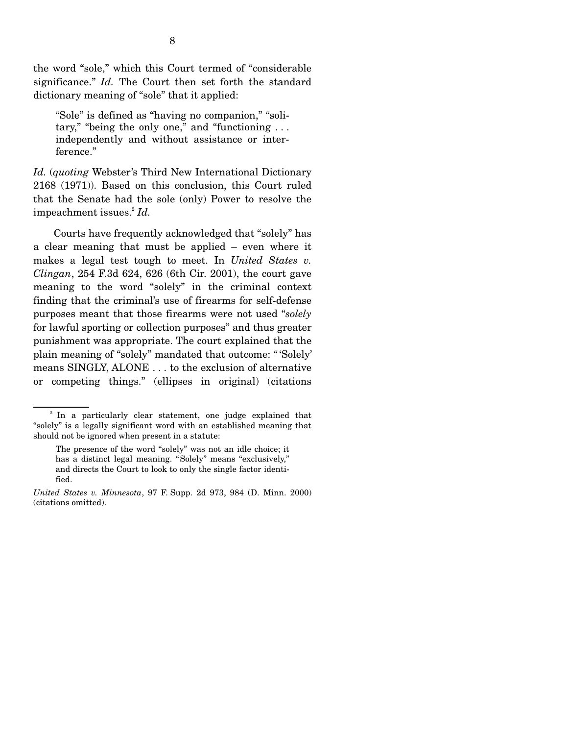the word "sole," which this Court termed of "considerable significance." *Id.* The Court then set forth the standard dictionary meaning of "sole" that it applied:

> "Sole" is defined as "having no companion," "solitary," "being the only one," and "functioning . . . independently and without assistance or interference."

*Id.* (*quoting* Webster's Third New International Dictionary 2168 (1971)). Based on this conclusion, this Court ruled that the Senate had the sole (only) Power to resolve the impeachment issues.[2] *Id.*

Courts have frequently acknowledged that "solely" has a clear meaning that must be applied – even where it makes a legal test tough to meet. In *United States v. Clingan*, 254 F.3d 624, 626 (6th Cir. 2001), the court gave meaning to the word "solely" in the criminal context finding that the criminal's use of firearms for self-defense purposes meant that those firearms were not used "*solely* for lawful sporting or collection purposes" and thus greater punishment was appropriate. The court explained that the plain meaning of "solely" mandated that outcome: " 'Solely' means SINGLY, ALONE . . . to the exclusion of alternative or competing things." (ellipses in original) (citations

---

[2] In a particularly clear statement, one judge explained that "solely" is a legally significant word with an established meaning that should not be ignored when present in a statute:

> The presence of the word "solely" was not an idle choice; it has a distinct legal meaning. "Solely" means "exclusively," and directs the Court to look to only the single factor identified.

*United States v. Minnesota*, 97 F. Supp. 2d 973, 984 (D. Minn. 2000) (citations omitted).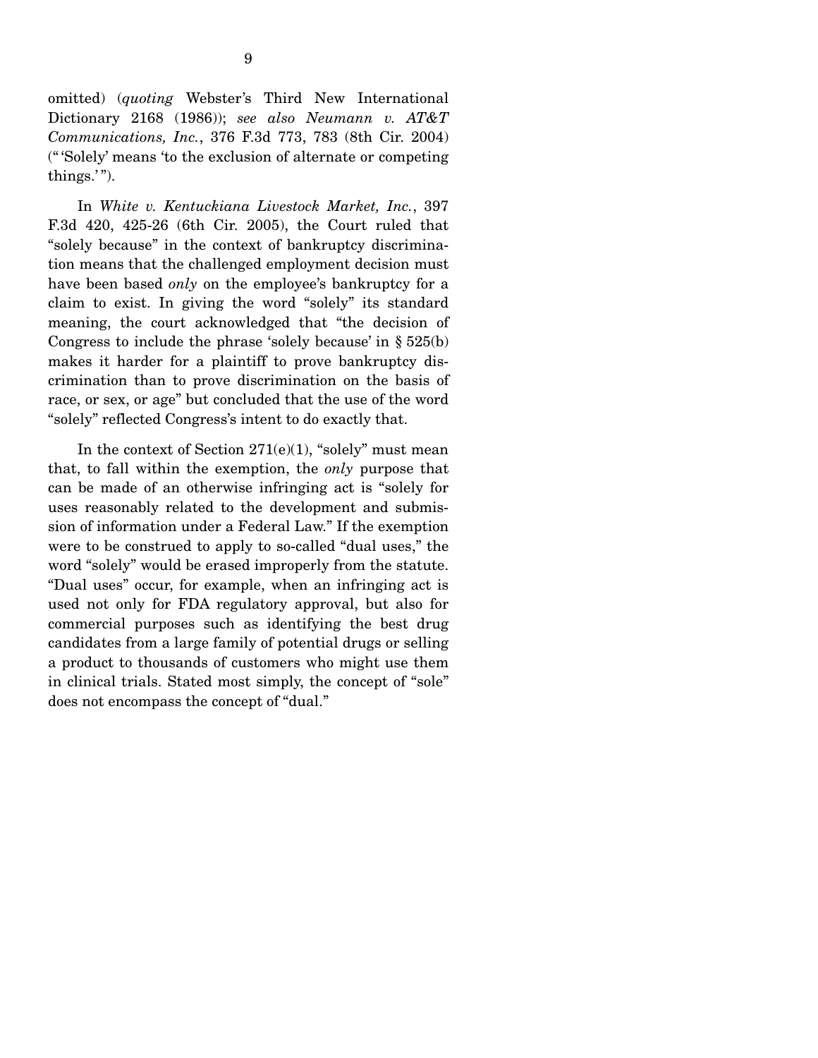omitted) (*quoting* Webster's Third New International Dictionary 2168 (1986)); *see also Neumann v. AT&T Communications, Inc.*, 376 F.3d 773, 783 (8th Cir. 2004) ("'Solely' means 'to the exclusion of alternate or competing things.'").

In *White v. Kentuckiana Livestock Market, Inc.*, 397 F.3d 420, 425-26 (6th Cir. 2005), the Court ruled that "solely because" in the context of bankruptcy discrimination means that the challenged employment decision must have been based *only* on the employee's bankruptcy for a claim to exist. In giving the word "solely" its standard meaning, the court acknowledged that "the decision of Congress to include the phrase 'solely because' in § 525(b) makes it harder for a plaintiff to prove bankruptcy discrimination than to prove discrimination on the basis of race, or sex, or age" but concluded that the use of the word "solely" reflected Congress's intent to do exactly that.

In the context of Section 271(e)(1), "solely" must mean that, to fall within the exemption, the *only* purpose that can be made of an otherwise infringing act is "solely for uses reasonably related to the development and submission of information under a Federal Law." If the exemption were to be construed to apply to so-called "dual uses," the word "solely" would be erased improperly from the statute. "Dual uses" occur, for example, when an infringing act is used not only for FDA regulatory approval, but also for commercial purposes such as identifying the best drug candidates from a large family of potential drugs or selling a product to thousands of customers who might use them in clinical trials. Stated most simply, the concept of "sole" does not encompass the concept of "dual."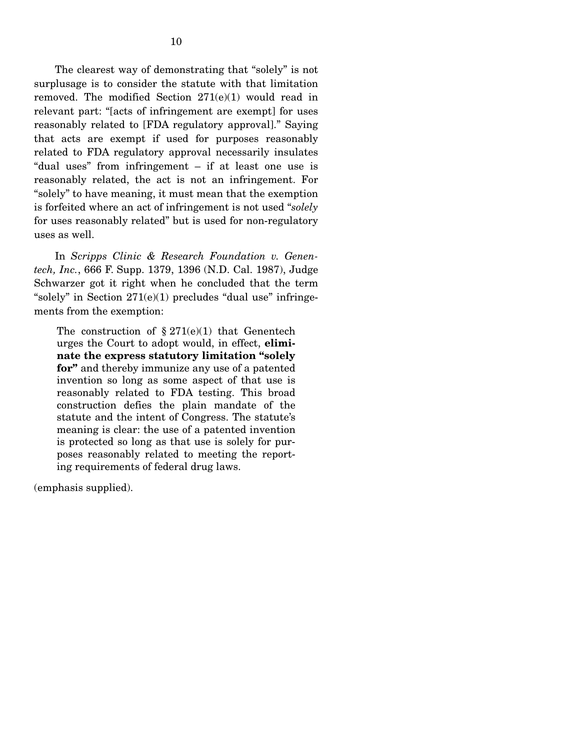The clearest way of demonstrating that "solely" is not surplusage is to consider the statute with that limitation removed. The modified Section 271(e)(1) would read in relevant part: "[acts of infringement are exempt] for uses reasonably related to [FDA regulatory approval]." Saying that acts are exempt if used for purposes reasonably related to FDA regulatory approval necessarily insulates "dual uses" from infringement – if at least one use is reasonably related, the act is not an infringement. For "solely" to have meaning, it must mean that the exemption is forfeited where an act of infringement is not used "*solely* for uses reasonably related" but is used for non-regulatory uses as well.

In *Scripps Clinic & Research Foundation v. Genentech, Inc.*, 666 F. Supp. 1379, 1396 (N.D. Cal. 1987), Judge Schwarzer got it right when he concluded that the term "solely" in Section 271(e)(1) precludes "dual use" infringements from the exemption:

> The construction of § 271(e)(1) that Genentech urges the Court to adopt would, in effect, **eliminate the express statutory limitation "solely for"** and thereby immunize any use of a patented invention so long as some aspect of that use is reasonably related to FDA testing. This broad construction defies the plain mandate of the statute and the intent of Congress. The statute's meaning is clear: the use of a patented invention is protected so long as that use is solely for purposes reasonably related to meeting the reporting requirements of federal drug laws.

(emphasis supplied).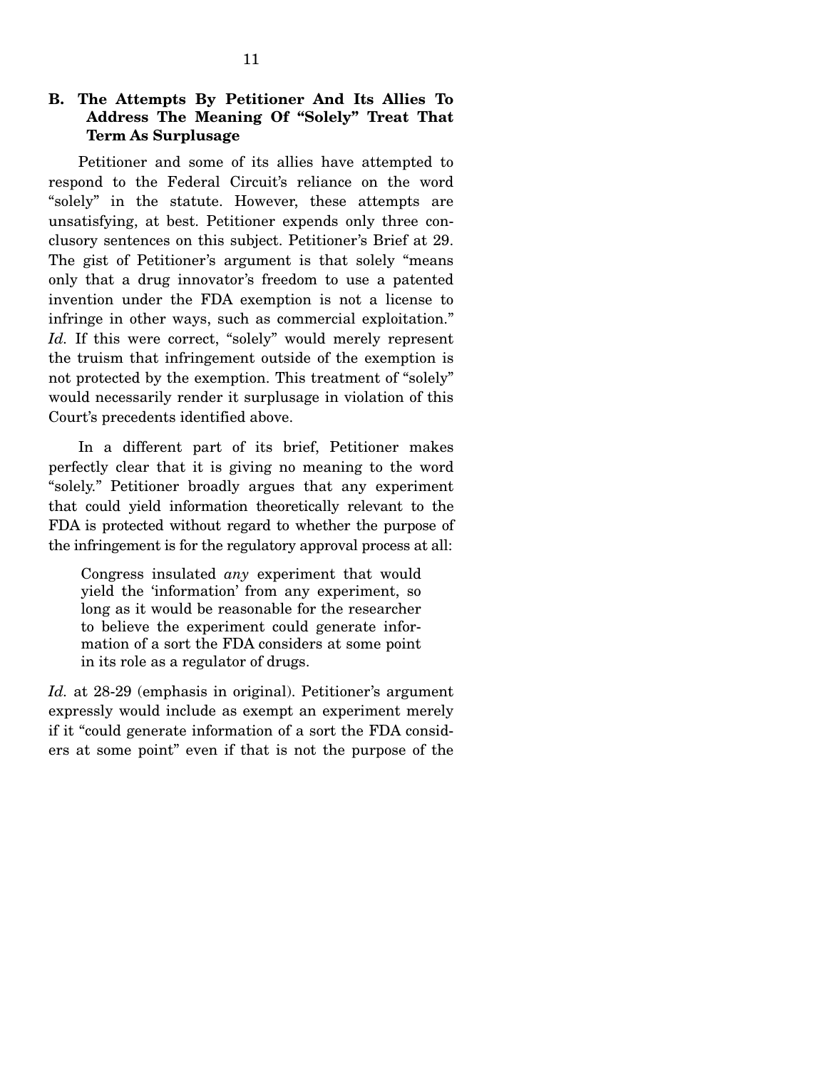### B. The Attempts By Petitioner And Its Allies To Address The Meaning Of "Solely" Treat That Term As Surplusage

Petitioner and some of its allies have attempted to respond to the Federal Circuit's reliance on the word "solely" in the statute. However, these attempts are unsatisfying, at best. Petitioner expends only three conclusory sentences on this subject. Petitioner's Brief at 29. The gist of Petitioner's argument is that solely "means only that a drug innovator's freedom to use a patented invention under the FDA exemption is not a license to infringe in other ways, such as commercial exploitation." *Id.* If this were correct, "solely" would merely represent the truism that infringement outside of the exemption is not protected by the exemption. This treatment of "solely" would necessarily render it surplusage in violation of this Court's precedents identified above.

In a different part of its brief, Petitioner makes perfectly clear that it is giving no meaning to the word "solely." Petitioner broadly argues that any experiment that could yield information theoretically relevant to the FDA is protected without regard to whether the purpose of the infringement is for the regulatory approval process at all:

> Congress insulated *any* experiment that would yield the 'information' from any experiment, so long as it would be reasonable for the researcher to believe the experiment could generate information of a sort the FDA considers at some point in its role as a regulator of drugs.

*Id.* at 28-29 (emphasis in original). Petitioner's argument expressly would include as exempt an experiment merely if it "could generate information of a sort the FDA considers at some point" even if that is not the purpose of the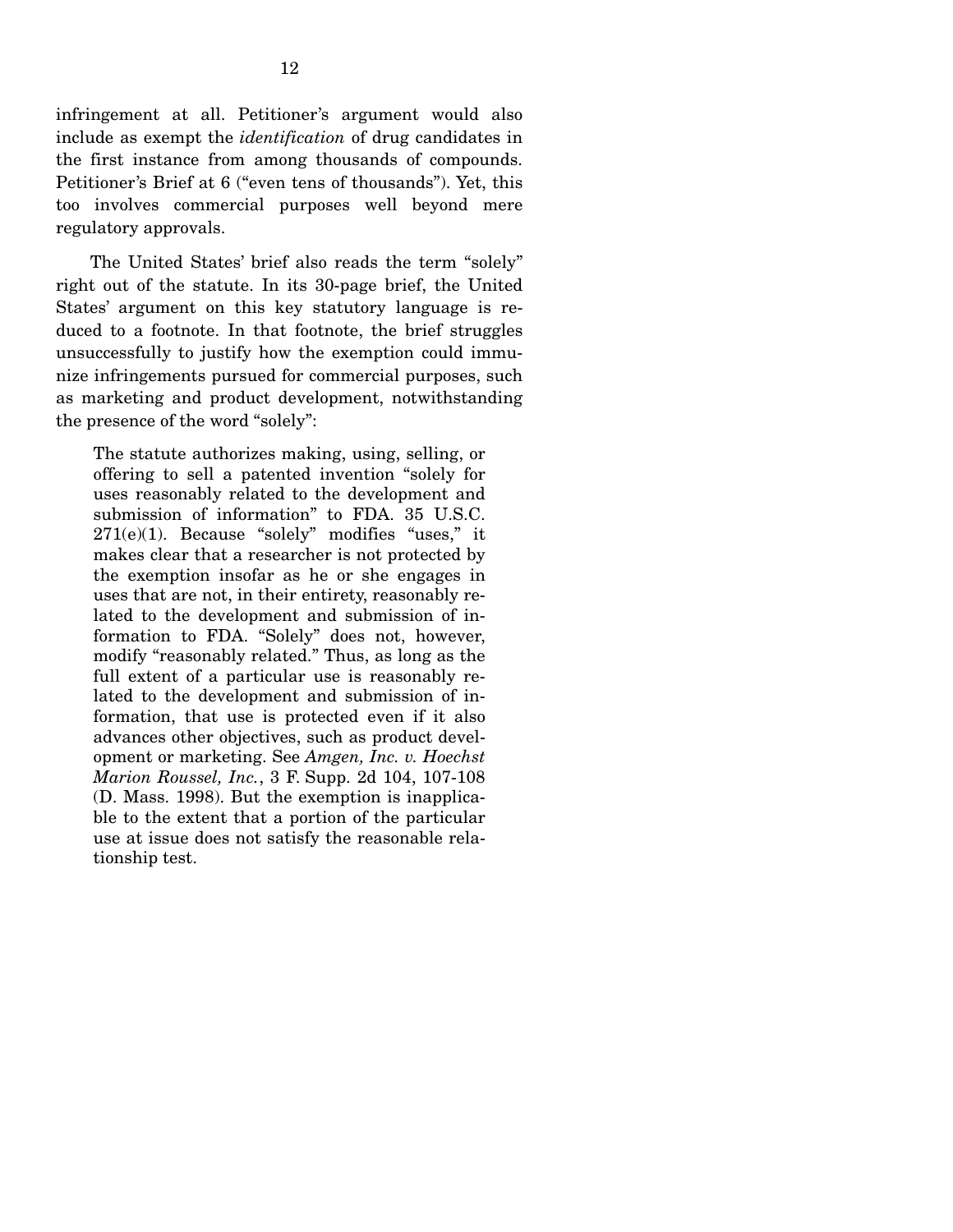infringement at all. Petitioner's argument would also include as exempt the *identification* of drug candidates in the first instance from among thousands of compounds. Petitioner's Brief at 6 ("even tens of thousands"). Yet, this too involves commercial purposes well beyond mere regulatory approvals.

The United States' brief also reads the term "solely" right out of the statute. In its 30-page brief, the United States' argument on this key statutory language is reduced to a footnote. In that footnote, the brief struggles unsuccessfully to justify how the exemption could immunize infringements pursued for commercial purposes, such as marketing and product development, notwithstanding the presence of the word "solely":

> The statute authorizes making, using, selling, or offering to sell a patented invention "solely for uses reasonably related to the development and submission of information" to FDA. 35 U.S.C. 271(e)(1). Because "solely" modifies "uses," it makes clear that a researcher is not protected by the exemption insofar as he or she engages in uses that are not, in their entirety, reasonably related to the development and submission of information to FDA. "Solely" does not, however, modify "reasonably related." Thus, as long as the full extent of a particular use is reasonably related to the development and submission of information, that use is protected even if it also advances other objectives, such as product development or marketing. See *Amgen, Inc. v. Hoechst Marion Roussel, Inc.*, 3 F. Supp. 2d 104, 107-108 (D. Mass. 1998). But the exemption is inapplicable to the extent that a portion of the particular use at issue does not satisfy the reasonable relationship test.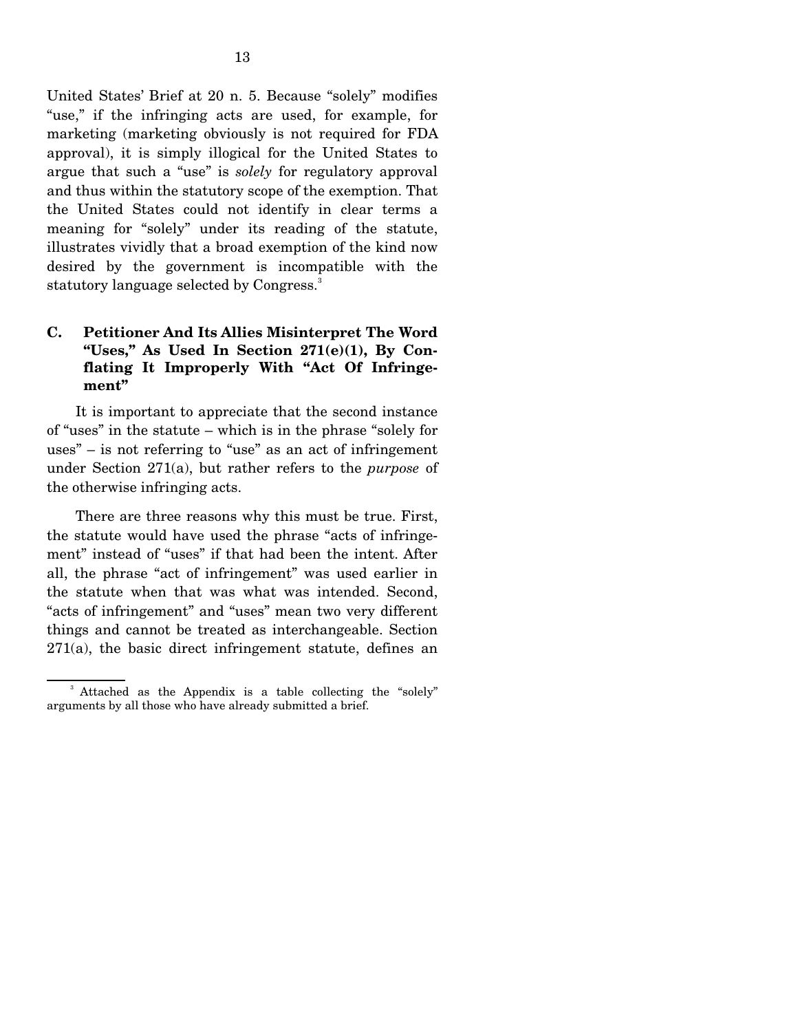United States' Brief at 20 n. 5. Because "solely" modifies "use," if the infringing acts are used, for example, for marketing (marketing obviously is not required for FDA approval), it is simply illogical for the United States to argue that such a "use" is *solely* for regulatory approval and thus within the statutory scope of the exemption. That the United States could not identify in clear terms a meaning for "solely" under its reading of the statute, illustrates vividly that a broad exemption of the kind now desired by the government is incompatible with the statutory language selected by Congress.[3]

### C. Petitioner And Its Allies Misinterpret The Word "Uses," As Used In Section 271(e)(1), By Conflating It Improperly With "Act Of Infringement"

It is important to appreciate that the second instance of "uses" in the statute – which is in the phrase "solely for uses" – is not referring to "use" as an act of infringement under Section 271(a), but rather refers to the *purpose* of the otherwise infringing acts.

There are three reasons why this must be true. First, the statute would have used the phrase "acts of infringement" instead of "uses" if that had been the intent. After all, the phrase "act of infringement" was used earlier in the statute when that was what was intended. Second, "acts of infringement" and "uses" mean two very different things and cannot be treated as interchangeable. Section 271(a), the basic direct infringement statute, defines an

[3] Attached as the Appendix is a table collecting the "solely" arguments by all those who have already submitted a brief.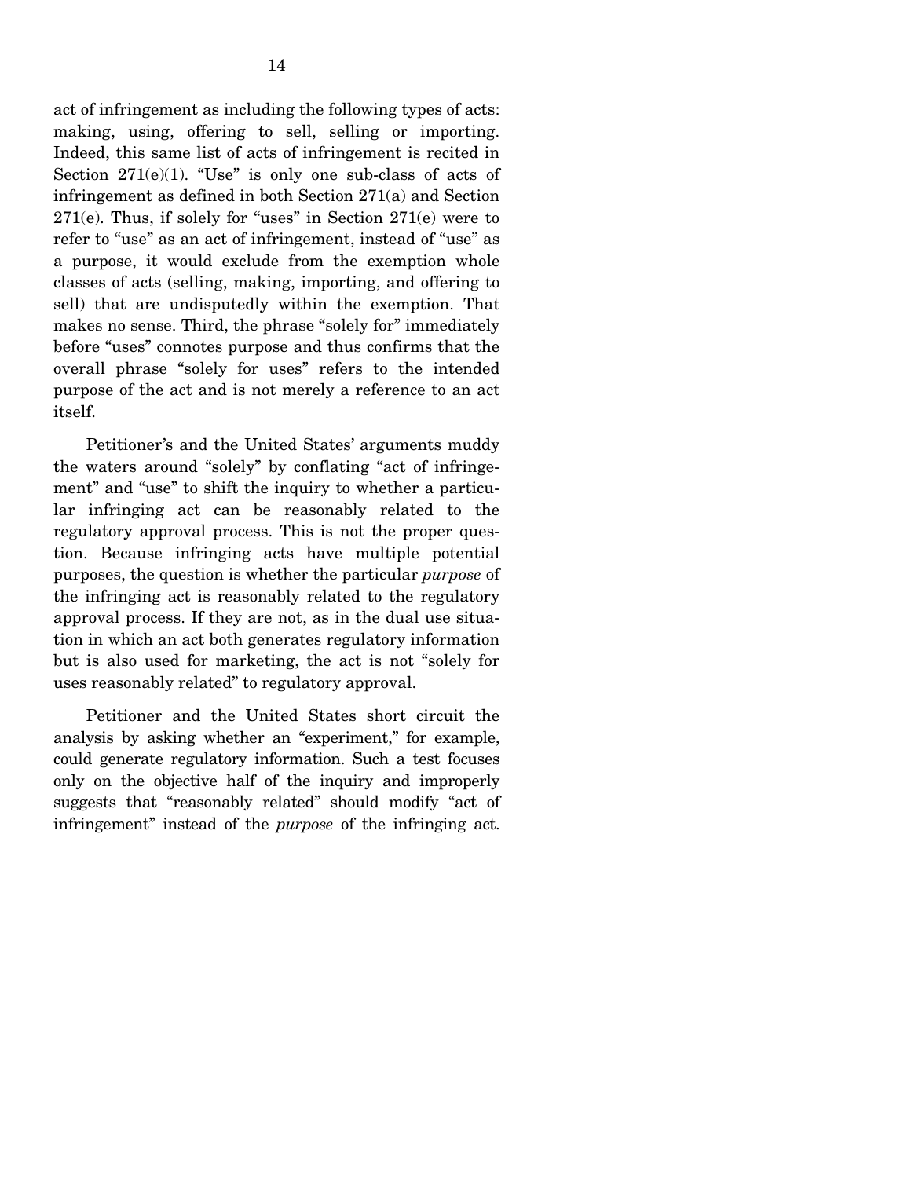act of infringement as including the following types of acts: making, using, offering to sell, selling or importing. Indeed, this same list of acts of infringement is recited in Section 271(e)(1). "Use" is only one sub-class of acts of infringement as defined in both Section 271(a) and Section 271(e). Thus, if solely for "uses" in Section 271(e) were to refer to "use" as an act of infringement, instead of "use" as a purpose, it would exclude from the exemption whole classes of acts (selling, making, importing, and offering to sell) that are undisputedly within the exemption. That makes no sense. Third, the phrase "solely for" immediately before "uses" connotes purpose and thus confirms that the overall phrase "solely for uses" refers to the intended purpose of the act and is not merely a reference to an act itself.

Petitioner's and the United States' arguments muddy the waters around "solely" by conflating "act of infringement" and "use" to shift the inquiry to whether a particular infringing act can be reasonably related to the regulatory approval process. This is not the proper question. Because infringing acts have multiple potential purposes, the question is whether the particular *purpose* of the infringing act is reasonably related to the regulatory approval process. If they are not, as in the dual use situation in which an act both generates regulatory information but is also used for marketing, the act is not "solely for uses reasonably related" to regulatory approval.

Petitioner and the United States short circuit the analysis by asking whether an "experiment," for example, could generate regulatory information. Such a test focuses only on the objective half of the inquiry and improperly suggests that "reasonably related" should modify "act of infringement" instead of the *purpose* of the infringing act.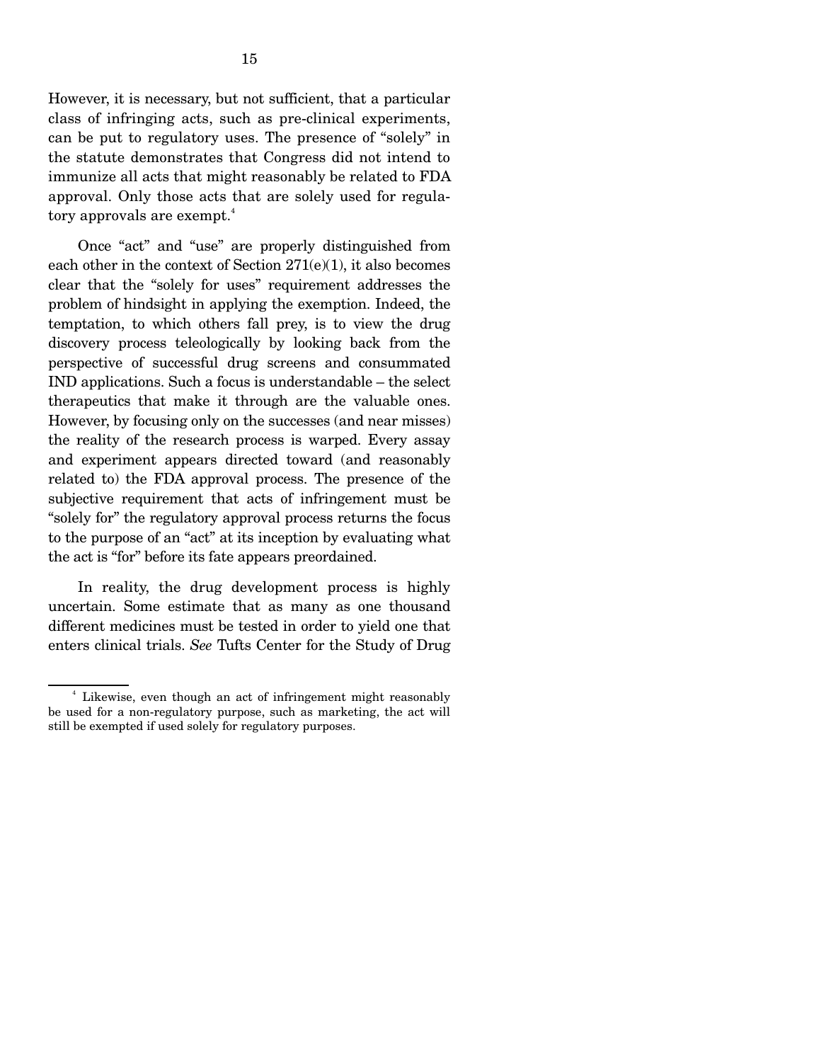However, it is necessary, but not sufficient, that a particular class of infringing acts, such as pre-clinical experiments, can be put to regulatory uses. The presence of "solely" in the statute demonstrates that Congress did not intend to immunize all acts that might reasonably be related to FDA approval. Only those acts that are solely used for regulatory approvals are exempt.[4]

Once "act" and "use" are properly distinguished from each other in the context of Section 271(e)(1), it also becomes clear that the "solely for uses" requirement addresses the problem of hindsight in applying the exemption. Indeed, the temptation, to which others fall prey, is to view the drug discovery process teleologically by looking back from the perspective of successful drug screens and consummated IND applications. Such a focus is understandable – the select therapeutics that make it through are the valuable ones. However, by focusing only on the successes (and near misses) the reality of the research process is warped. Every assay and experiment appears directed toward (and reasonably related to) the FDA approval process. The presence of the subjective requirement that acts of infringement must be "solely for" the regulatory approval process returns the focus to the purpose of an "act" at its inception by evaluating what the act is "for" before its fate appears preordained.

In reality, the drug development process is highly uncertain. Some estimate that as many as one thousand different medicines must be tested in order to yield one that enters clinical trials. *See* Tufts Center for the Study of Drug

[4] Likewise, even though an act of infringement might reasonably be used for a non-regulatory purpose, such as marketing, the act will still be exempted if used solely for regulatory purposes.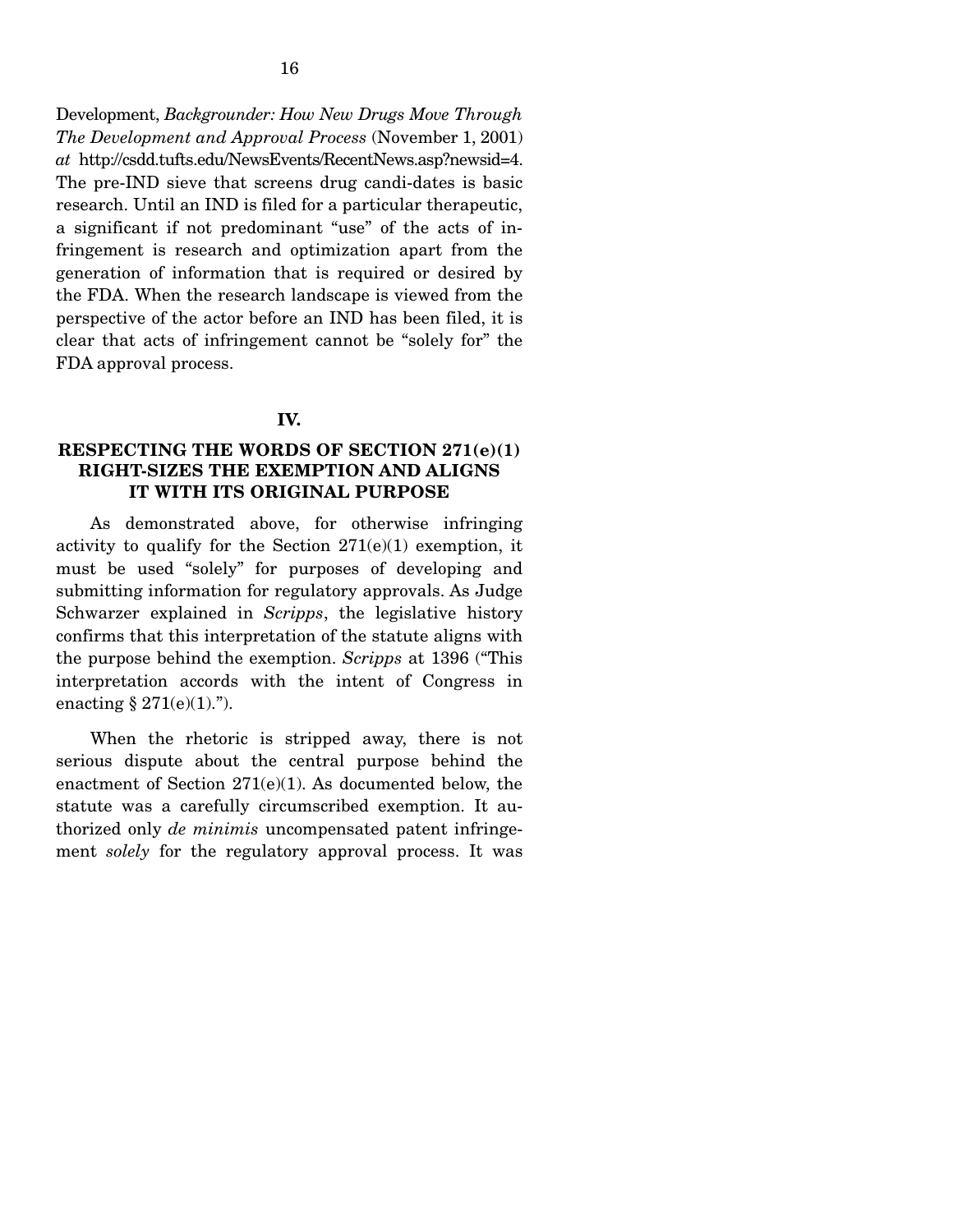Development, *Backgrounder: How New Drugs Move Through The Development and Approval Process* (November 1, 2001) *at* http://csdd.tufts.edu/NewsEvents/RecentNews.asp?newsid=4. The pre-IND sieve that screens drug candi-dates is basic research. Until an IND is filed for a particular therapeutic, a significant if not predominant "use" of the acts of infringement is research and optimization apart from the generation of information that is required or desired by the FDA. When the research landscape is viewed from the perspective of the actor before an IND has been filed, it is clear that acts of infringement cannot be "solely for" the FDA approval process.

## IV.

## RESPECTING THE WORDS OF SECTION 271(e)(1) RIGHT-SIZES THE EXEMPTION AND ALIGNS IT WITH ITS ORIGINAL PURPOSE

As demonstrated above, for otherwise infringing activity to qualify for the Section 271(e)(1) exemption, it must be used "solely" for purposes of developing and submitting information for regulatory approvals. As Judge Schwarzer explained in *Scripps*, the legislative history confirms that this interpretation of the statute aligns with the purpose behind the exemption. *Scripps* at 1396 ("This interpretation accords with the intent of Congress in enacting § 271(e)(1).").

When the rhetoric is stripped away, there is not serious dispute about the central purpose behind the enactment of Section 271(e)(1). As documented below, the statute was a carefully circumscribed exemption. It authorized only *de minimis* uncompensated patent infringement *solely* for the regulatory approval process. It was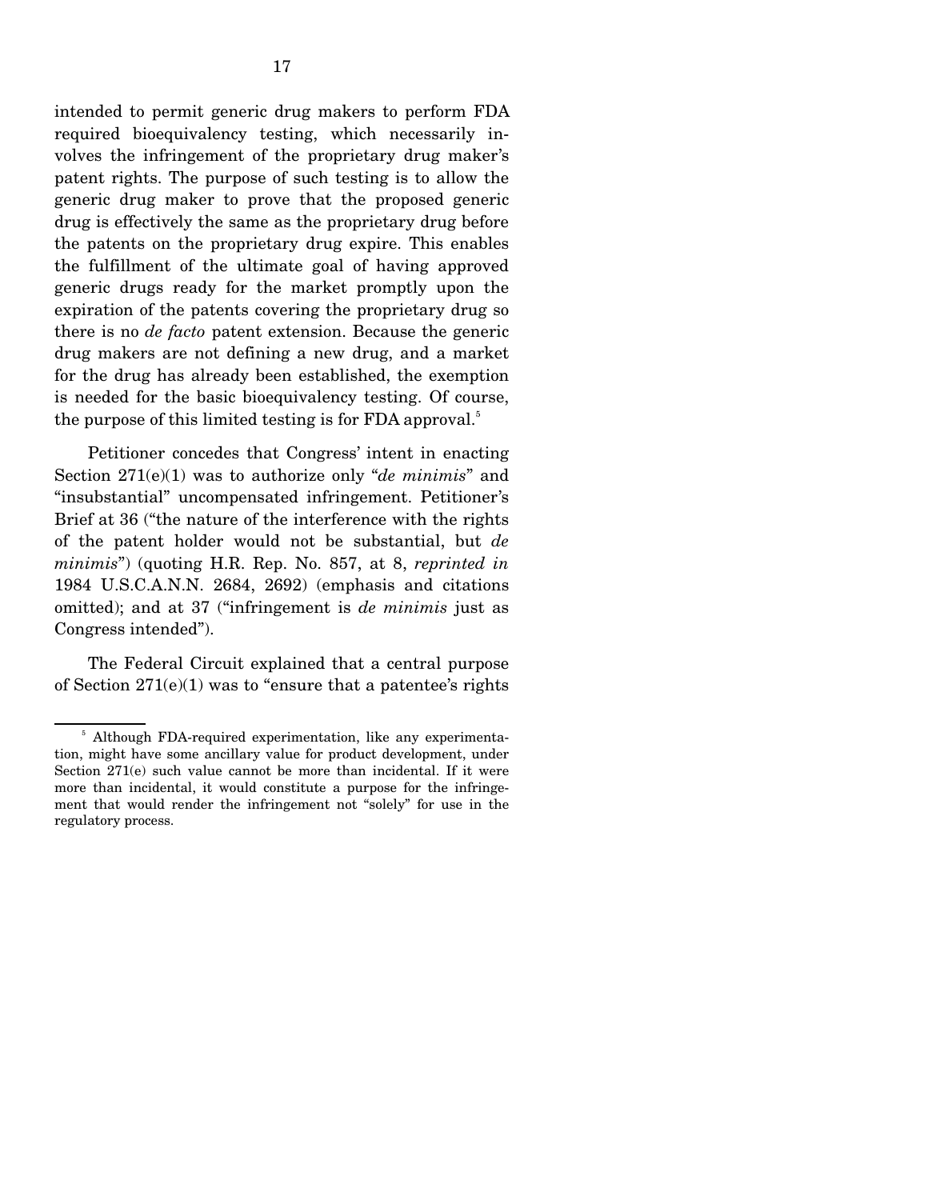intended to permit generic drug makers to perform FDA required bioequivalency testing, which necessarily involves the infringement of the proprietary drug maker's patent rights. The purpose of such testing is to allow the generic drug maker to prove that the proposed generic drug is effectively the same as the proprietary drug before the patents on the proprietary drug expire. This enables the fulfillment of the ultimate goal of having approved generic drugs ready for the market promptly upon the expiration of the patents covering the proprietary drug so there is no *de facto* patent extension. Because the generic drug makers are not defining a new drug, and a market for the drug has already been established, the exemption is needed for the basic bioequivalency testing. Of course, the purpose of this limited testing is for FDA approval.[5]

Petitioner concedes that Congress' intent in enacting Section 271(e)(1) was to authorize only "*de minimis*" and "insubstantial" uncompensated infringement. Petitioner's Brief at 36 ("the nature of the interference with the rights of the patent holder would not be substantial, but *de minimis*") (quoting H.R. Rep. No. 857, at 8, *reprinted in* 1984 U.S.C.A.N.N. 2684, 2692) (emphasis and citations omitted); and at 37 ("infringement is *de minimis* just as Congress intended").

The Federal Circuit explained that a central purpose of Section 271(e)(1) was to "ensure that a patentee's rights

---

[5] Although FDA-required experimentation, like any experimentation, might have some ancillary value for product development, under Section 271(e) such value cannot be more than incidental. If it were more than incidental, it would constitute a purpose for the infringement that would render the infringement not "solely" for use in the regulatory process.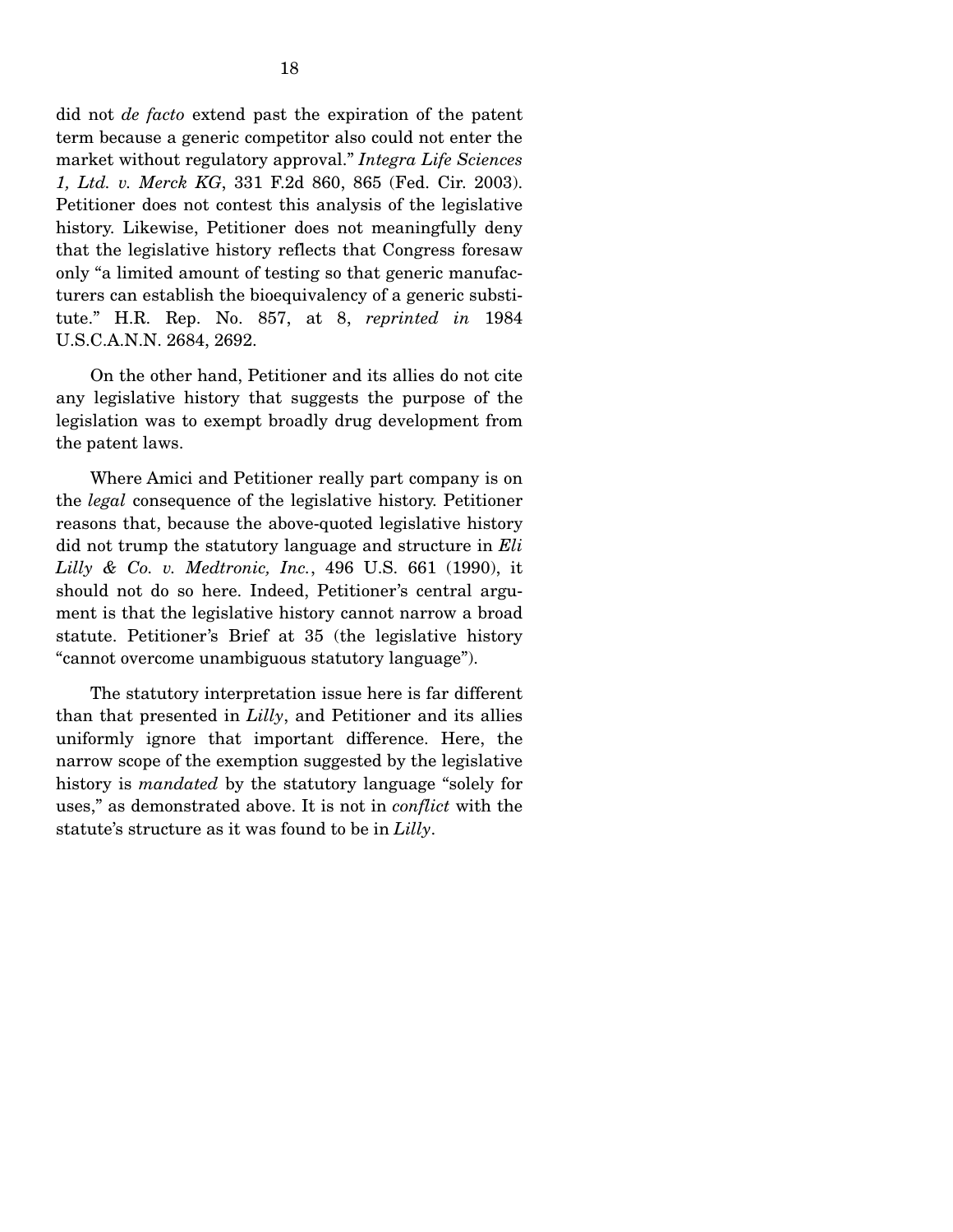did not *de facto* extend past the expiration of the patent term because a generic competitor also could not enter the market without regulatory approval." *Integra Life Sciences 1, Ltd. v. Merck KG*, 331 F.2d 860, 865 (Fed. Cir. 2003). Petitioner does not contest this analysis of the legislative history. Likewise, Petitioner does not meaningfully deny that the legislative history reflects that Congress foresaw only "a limited amount of testing so that generic manufacturers can establish the bioequivalency of a generic substitute." H.R. Rep. No. 857, at 8, *reprinted in* 1984 U.S.C.A.N.N. 2684, 2692.

On the other hand, Petitioner and its allies do not cite any legislative history that suggests the purpose of the legislation was to exempt broadly drug development from the patent laws.

Where Amici and Petitioner really part company is on the *legal* consequence of the legislative history. Petitioner reasons that, because the above-quoted legislative history did not trump the statutory language and structure in *Eli Lilly & Co. v. Medtronic, Inc.*, 496 U.S. 661 (1990), it should not do so here. Indeed, Petitioner's central argument is that the legislative history cannot narrow a broad statute. Petitioner's Brief at 35 (the legislative history "cannot overcome unambiguous statutory language").

The statutory interpretation issue here is far different than that presented in *Lilly*, and Petitioner and its allies uniformly ignore that important difference. Here, the narrow scope of the exemption suggested by the legislative history is *mandated* by the statutory language "solely for uses," as demonstrated above. It is not in *conflict* with the statute's structure as it was found to be in *Lilly*.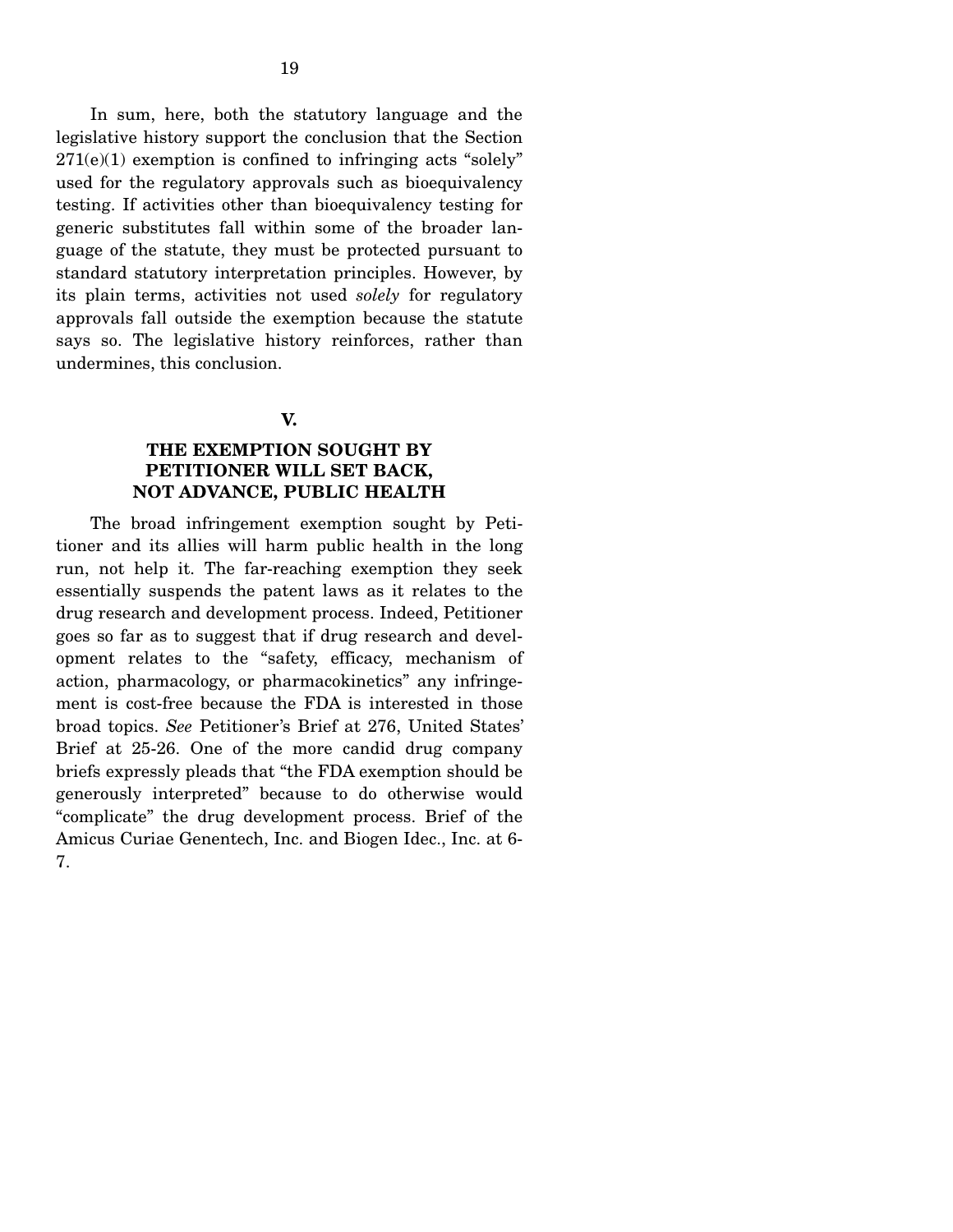In sum, here, both the statutory language and the legislative history support the conclusion that the Section 271(e)(1) exemption is confined to infringing acts "solely" used for the regulatory approvals such as bioequivalency testing. If activities other than bioequivalency testing for generic substitutes fall within some of the broader language of the statute, they must be protected pursuant to standard statutory interpretation principles. However, by its plain terms, activities not used *solely* for regulatory approvals fall outside the exemption because the statute says so. The legislative history reinforces, rather than undermines, this conclusion.

## V.

## THE EXEMPTION SOUGHT BY PETITIONER WILL SET BACK, NOT ADVANCE, PUBLIC HEALTH

The broad infringement exemption sought by Petitioner and its allies will harm public health in the long run, not help it. The far-reaching exemption they seek essentially suspends the patent laws as it relates to the drug research and development process. Indeed, Petitioner goes so far as to suggest that if drug research and development relates to the "safety, efficacy, mechanism of action, pharmacology, or pharmacokinetics" any infringement is cost-free because the FDA is interested in those broad topics. *See* Petitioner's Brief at 276, United States' Brief at 25-26. One of the more candid drug company briefs expressly pleads that "the FDA exemption should be generously interpreted" because to do otherwise would "complicate" the drug development process. Brief of the Amicus Curiae Genentech, Inc. and Biogen Idec., Inc. at 6-7.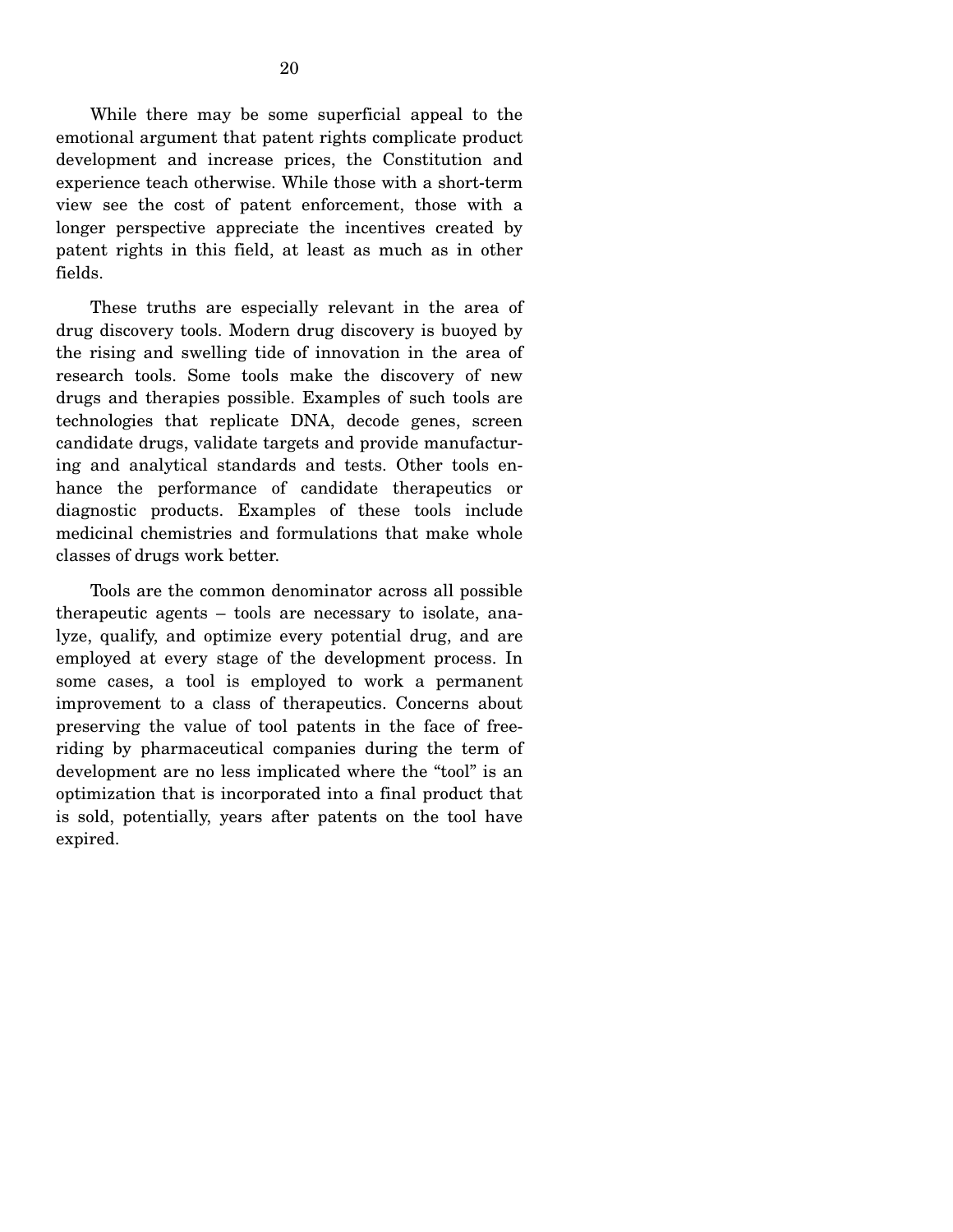While there may be some superficial appeal to the emotional argument that patent rights complicate product development and increase prices, the Constitution and experience teach otherwise. While those with a short-term view see the cost of patent enforcement, those with a longer perspective appreciate the incentives created by patent rights in this field, at least as much as in other fields.

These truths are especially relevant in the area of drug discovery tools. Modern drug discovery is buoyed by the rising and swelling tide of innovation in the area of research tools. Some tools make the discovery of new drugs and therapies possible. Examples of such tools are technologies that replicate DNA, decode genes, screen candidate drugs, validate targets and provide manufacturing and analytical standards and tests. Other tools enhance the performance of candidate therapeutics or diagnostic products. Examples of these tools include medicinal chemistries and formulations that make whole classes of drugs work better.

Tools are the common denominator across all possible therapeutic agents – tools are necessary to isolate, analyze, qualify, and optimize every potential drug, and are employed at every stage of the development process. In some cases, a tool is employed to work a permanent improvement to a class of therapeutics. Concerns about preserving the value of tool patents in the face of free-riding by pharmaceutical companies during the term of development are no less implicated where the "tool" is an optimization that is incorporated into a final product that is sold, potentially, years after patents on the tool have expired.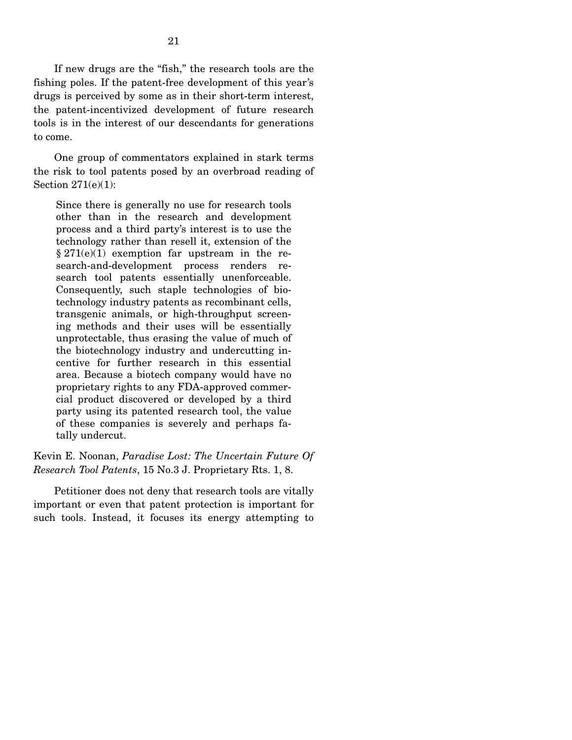If new drugs are the "fish," the research tools are the fishing poles. If the patent-free development of this year's drugs is perceived by some as in their short-term interest, the patent-incentivized development of future research tools is in the interest of our descendants for generations to come.

One group of commentators explained in stark terms the risk to tool patents posed by an overbroad reading of Section 271(e)(1):

> Since there is generally no use for research tools other than in the research and development process and a third party's interest is to use the technology rather than resell it, extension of the § 271(e)(1) exemption far upstream in the research-and-development process renders research tool patents essentially unenforceable. Consequently, such staple technologies of biotechnology industry patents as recombinant cells, transgenic animals, or high-throughput screening methods and their uses will be essentially unprotectable, thus erasing the value of much of the biotechnology industry and undercutting incentive for further research in this essential area. Because a biotech company would have no proprietary rights to any FDA-approved commercial product discovered or developed by a third party using its patented research tool, the value of these companies is severely and perhaps fatally undercut.

Kevin E. Noonan, *Paradise Lost: The Uncertain Future Of Research Tool Patents*, 15 No.3 J. Proprietary Rts. 1, 8.

Petitioner does not deny that research tools are vitally important or even that patent protection is important for such tools. Instead, it focuses its energy attempting to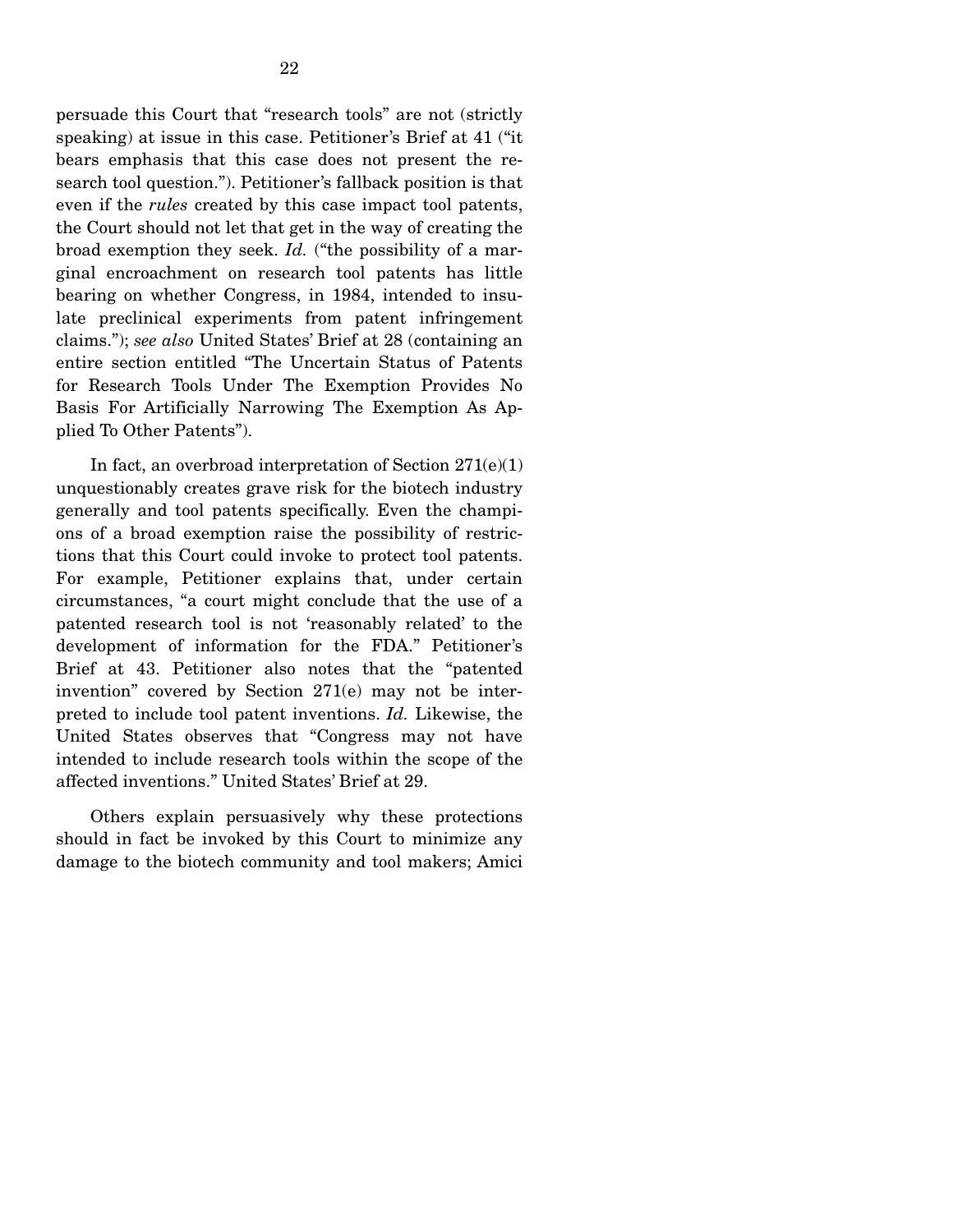persuade this Court that "research tools" are not (strictly speaking) at issue in this case. Petitioner's Brief at 41 ("it bears emphasis that this case does not present the research tool question."). Petitioner's fallback position is that even if the *rules* created by this case impact tool patents, the Court should not let that get in the way of creating the broad exemption they seek. *Id.* ("the possibility of a marginal encroachment on research tool patents has little bearing on whether Congress, in 1984, intended to insulate preclinical experiments from patent infringement claims."); *see also* United States' Brief at 28 (containing an entire section entitled "The Uncertain Status of Patents for Research Tools Under The Exemption Provides No Basis For Artificially Narrowing The Exemption As Applied To Other Patents").

In fact, an overbroad interpretation of Section 271(e)(1) unquestionably creates grave risk for the biotech industry generally and tool patents specifically. Even the champions of a broad exemption raise the possibility of restrictions that this Court could invoke to protect tool patents. For example, Petitioner explains that, under certain circumstances, "a court might conclude that the use of a patented research tool is not 'reasonably related' to the development of information for the FDA." Petitioner's Brief at 43. Petitioner also notes that the "patented invention" covered by Section 271(e) may not be interpreted to include tool patent inventions. *Id.* Likewise, the United States observes that "Congress may not have intended to include research tools within the scope of the affected inventions." United States' Brief at 29.

Others explain persuasively why these protections should in fact be invoked by this Court to minimize any damage to the biotech community and tool makers; Amici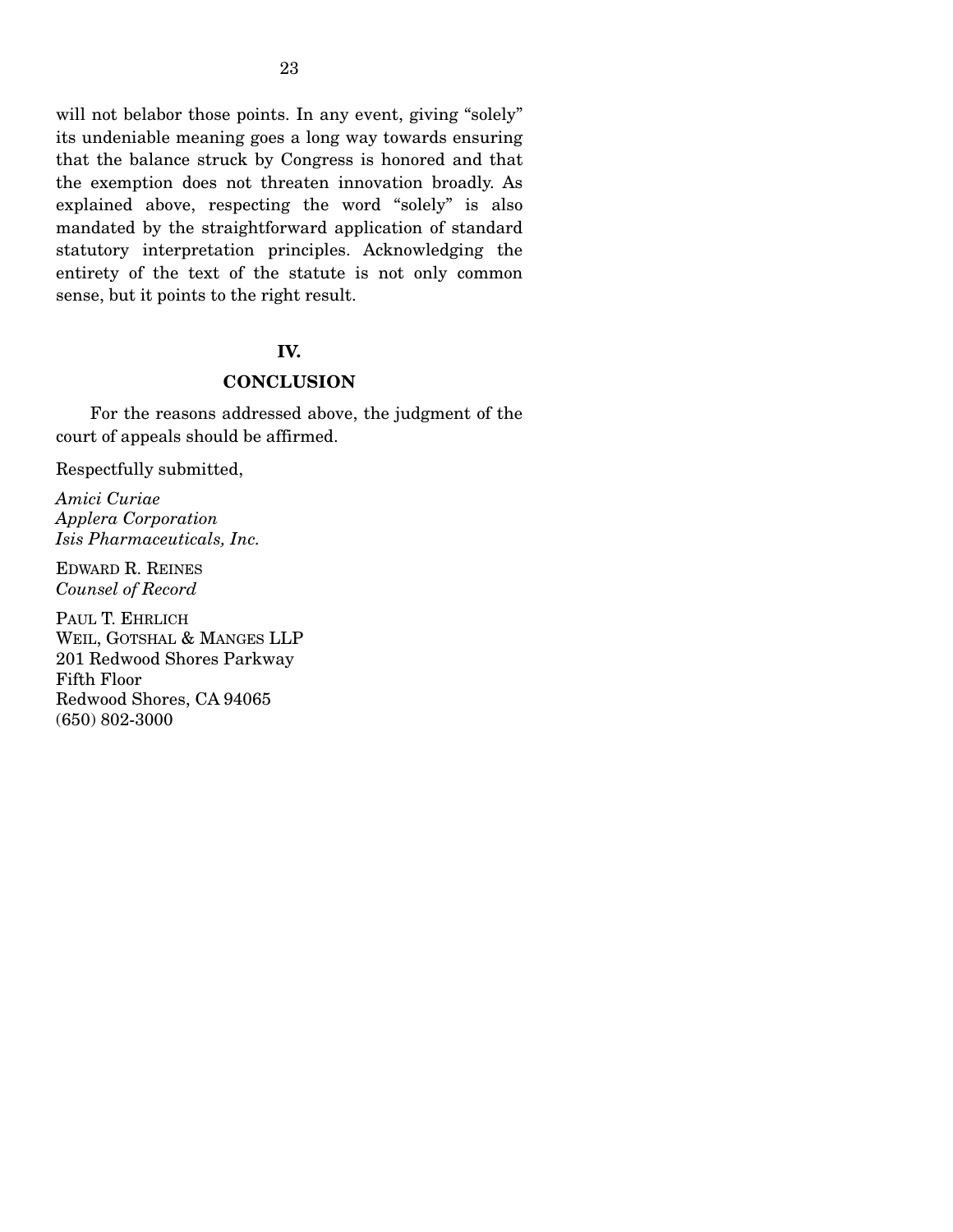will not belabor those points. In any event, giving "solely" its undeniable meaning goes a long way towards ensuring that the balance struck by Congress is honored and that the exemption does not threaten innovation broadly. As explained above, respecting the word "solely" is also mandated by the straightforward application of standard statutory interpretation principles. Acknowledging the entirety of the text of the statute is not only common sense, but it points to the right result.

## IV.

## CONCLUSION

For the reasons addressed above, the judgment of the court of appeals should be affirmed.

Respectfully submitted,

*Amici Curiae*
*Applera Corporation*
*Isis Pharmaceuticals, Inc.*

EDWARD R. REINES
*Counsel of Record*

PAUL T. EHRLICH
WEIL, GOTSHAL & MANGES LLP
201 Redwood Shores Parkway
Fifth Floor
Redwood Shores, CA 94065
(650) 802-3000